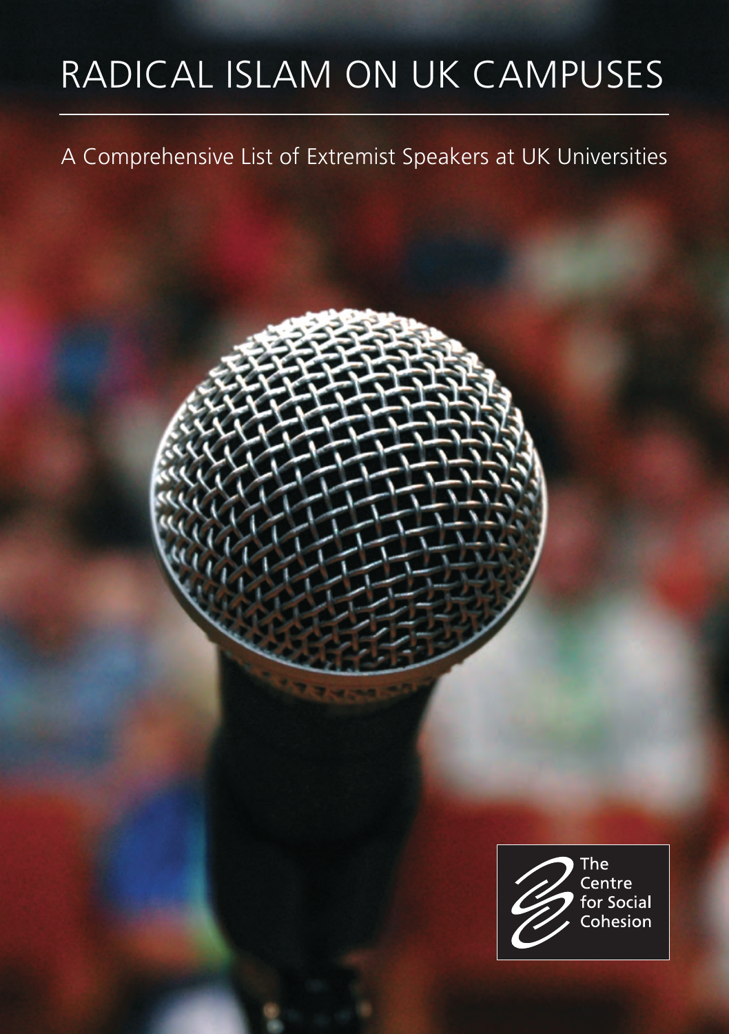# RADICAL ISLAM ON UK CAMPUSES

A Comprehensive List of Extremist Speakers at UK Universities

The Centre for Social Cohesion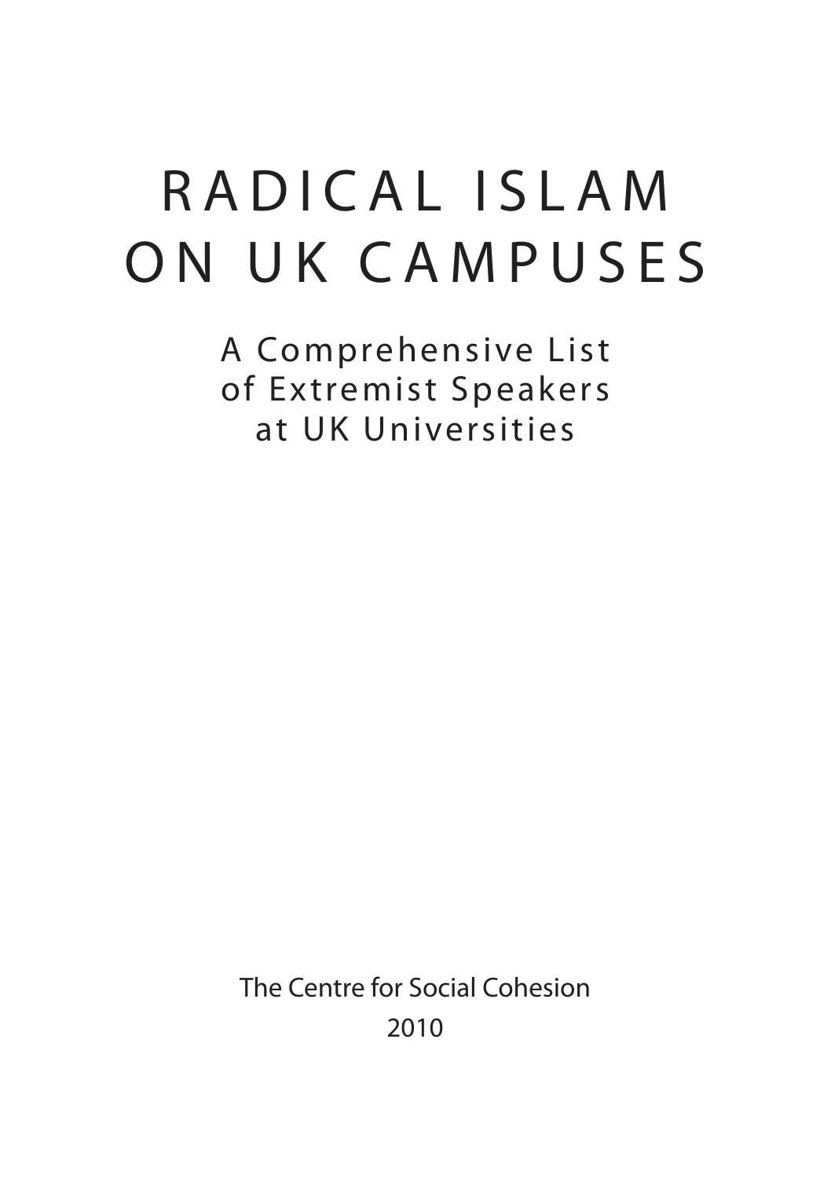# RADICAL ISLAM ON UK CAMPUSES

## A Comprehensive List of Extremist Speakers at UK Universities

The Centre for Social Cohesion

2010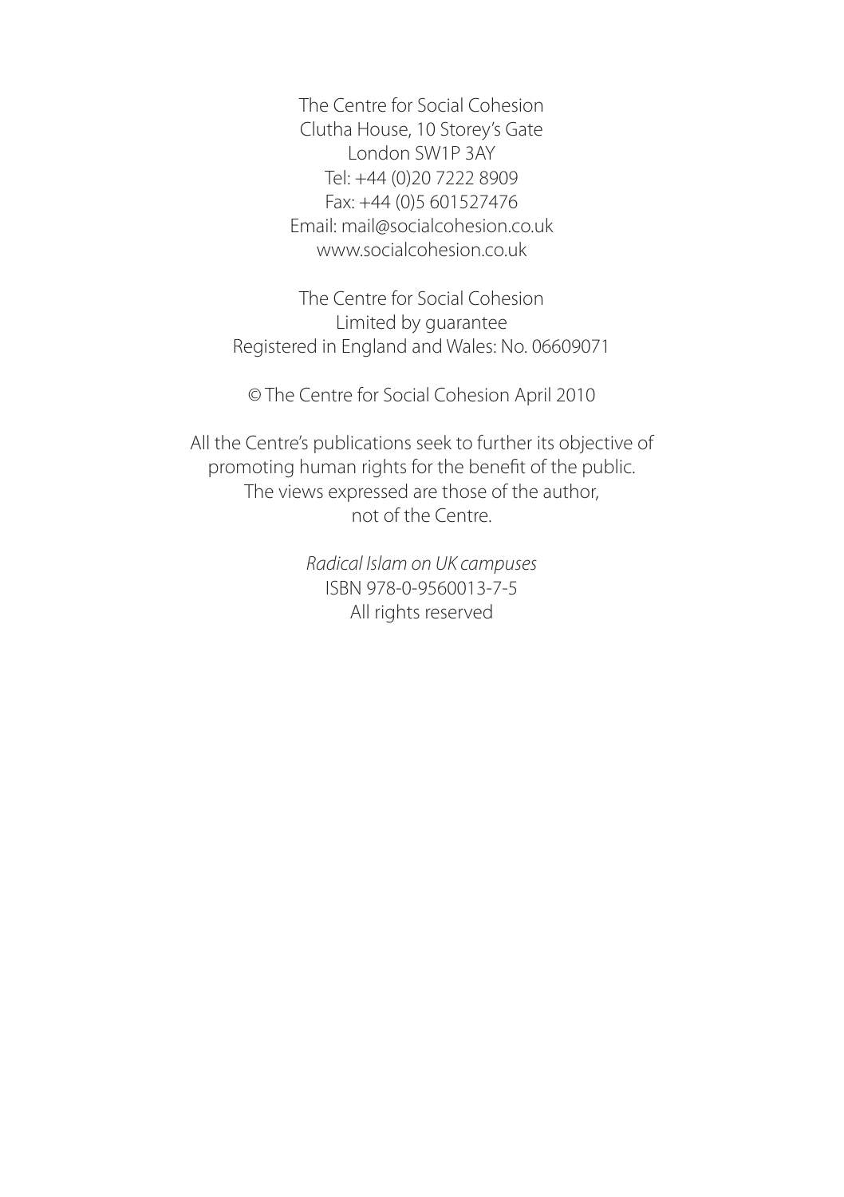The Centre for Social Cohesion
Clutha House, 10 Storey's Gate
London SW1P 3AY
Tel: +44 (0)20 7222 8909
Fax: +44 (0)5 601527476
Email: mail@socialcohesion.co.uk
www.socialcohesion.co.uk

The Centre for Social Cohesion
Limited by guarantee
Registered in England and Wales: No. 06609071

© The Centre for Social Cohesion April 2010

All the Centre's publications seek to further its objective of
promoting human rights for the benefit of the public.
The views expressed are those of the author,
not of the Centre.

*Radical Islam on UK campuses*
ISBN 978-0-9560013-7-5
All rights reserved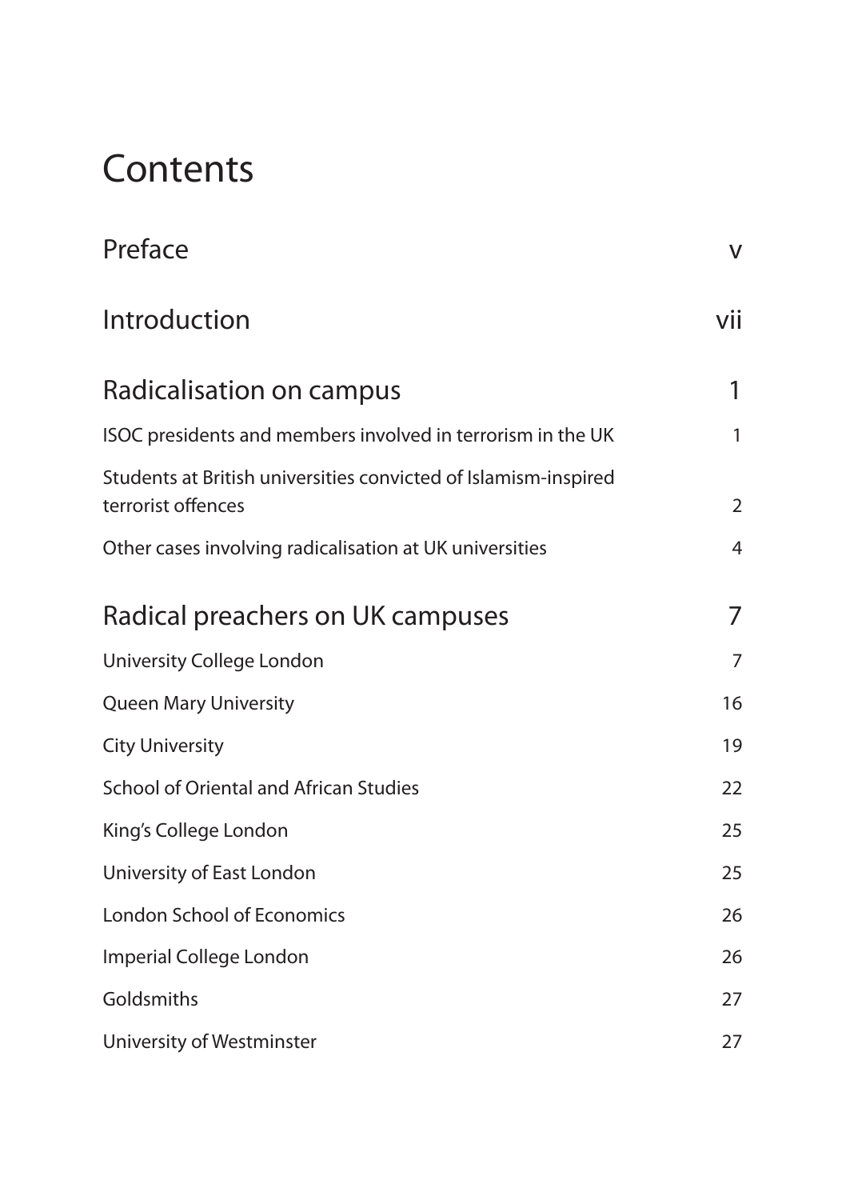# Contents

| | |
|---|---|
| Preface | v |
| Introduction | vii |
| **Radicalisation on campus** | **1** |
| ISOC presidents and members involved in terrorism in the UK | 1 |
| Students at British universities convicted of Islamism-inspired terrorist offences | 2 |
| Other cases involving radicalisation at UK universities | 4 |
| **Radical preachers on UK campuses** | **7** |
| University College London | 7 |
| Queen Mary University | 16 |
| City University | 19 |
| School of Oriental and African Studies | 22 |
| King's College London | 25 |
| University of East London | 25 |
| London School of Economics | 26 |
| Imperial College London | 26 |
| Goldsmiths | 27 |
| University of Westminster | 27 |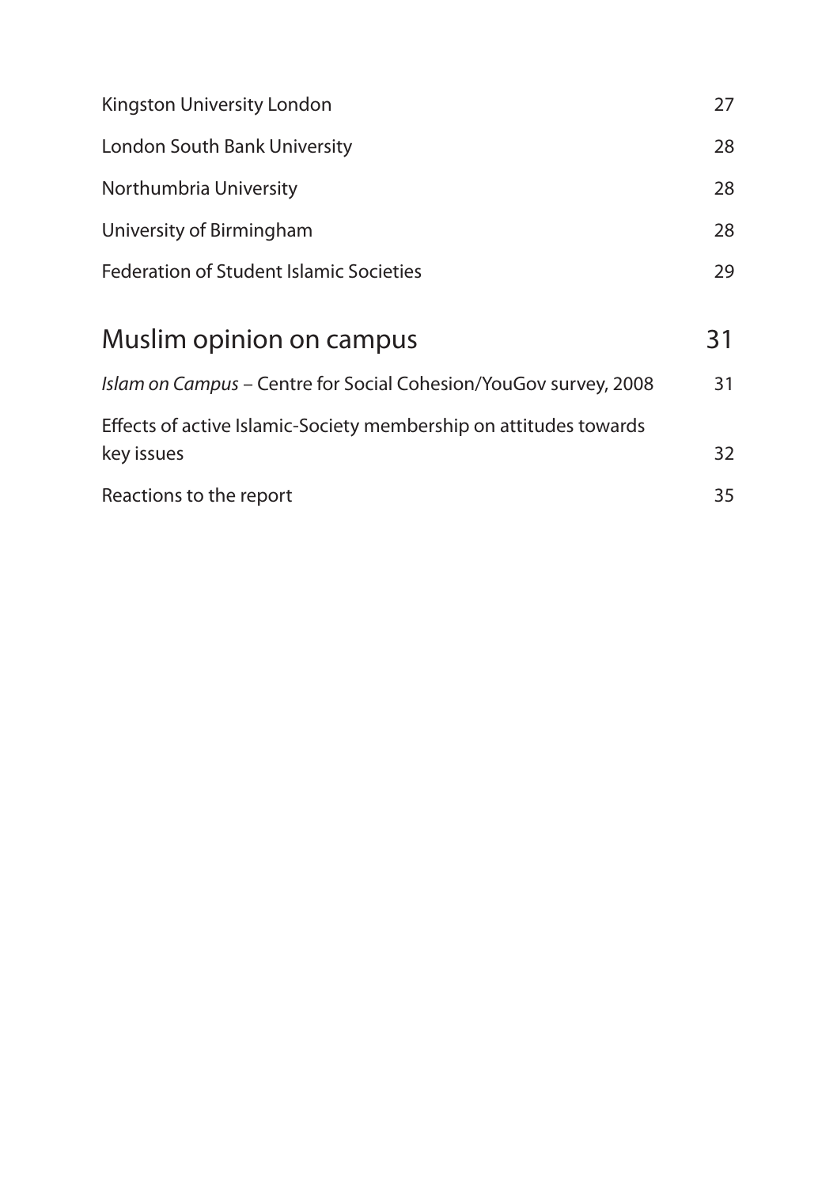Kingston University London 27

London South Bank University 28

Northumbria University 28

University of Birmingham 28

Federation of Student Islamic Societies 29

## Muslim opinion on campus 31

*Islam on Campus* – Centre for Social Cohesion/YouGov survey, 2008 31

Effects of active Islamic-Society membership on attitudes towards key issues 32

Reactions to the report 35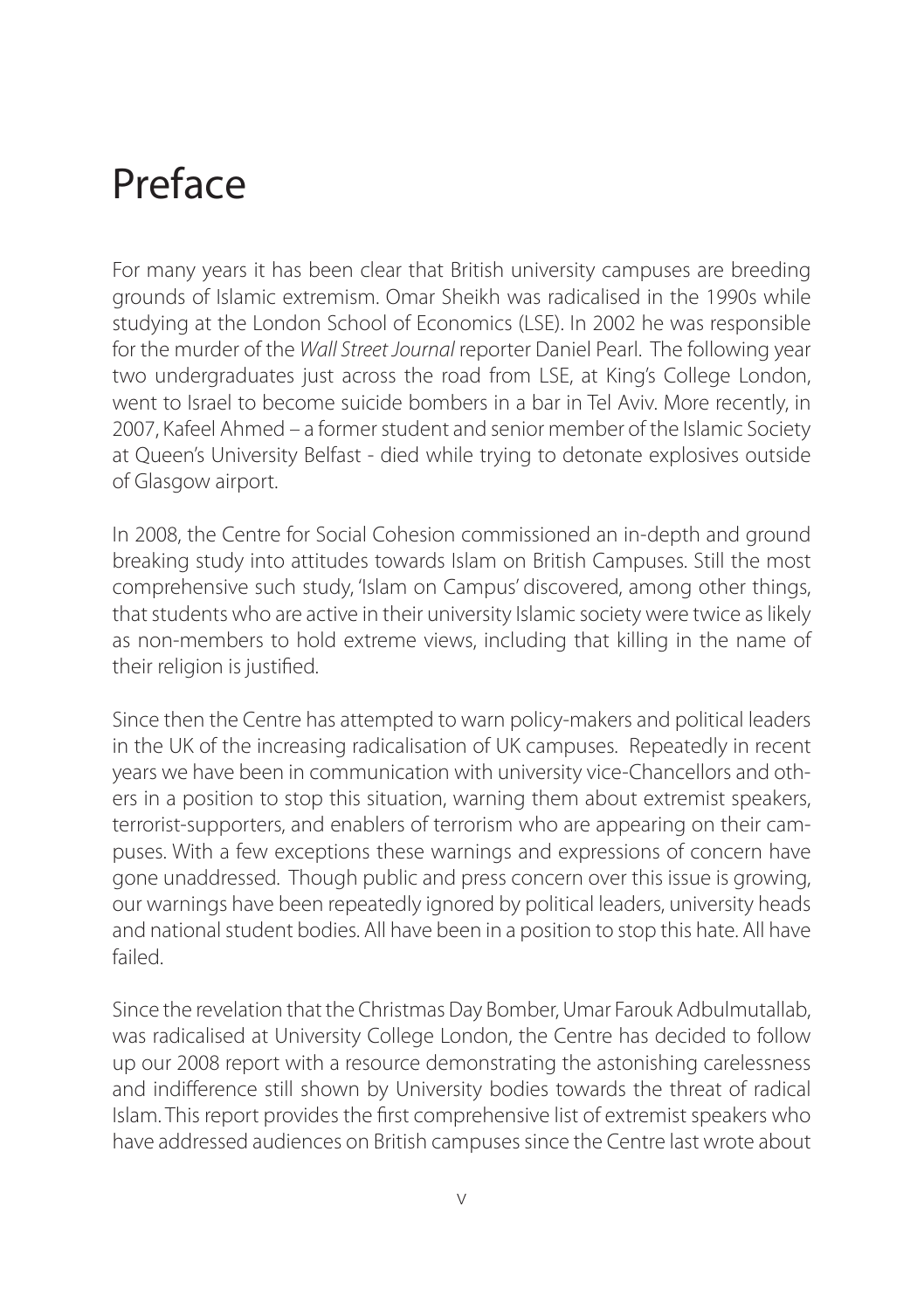# Preface

For many years it has been clear that British university campuses are breeding grounds of Islamic extremism. Omar Sheikh was radicalised in the 1990s while studying at the London School of Economics (LSE). In 2002 he was responsible for the murder of the *Wall Street Journal* reporter Daniel Pearl. The following year two undergraduates just across the road from LSE, at King's College London, went to Israel to become suicide bombers in a bar in Tel Aviv. More recently, in 2007, Kafeel Ahmed – a former student and senior member of the Islamic Society at Queen's University Belfast - died while trying to detonate explosives outside of Glasgow airport.

In 2008, the Centre for Social Cohesion commissioned an in-depth and ground breaking study into attitudes towards Islam on British Campuses. Still the most comprehensive such study, 'Islam on Campus' discovered, among other things, that students who are active in their university Islamic society were twice as likely as non-members to hold extreme views, including that killing in the name of their religion is justified.

Since then the Centre has attempted to warn policy-makers and political leaders in the UK of the increasing radicalisation of UK campuses. Repeatedly in recent years we have been in communication with university vice-Chancellors and others in a position to stop this situation, warning them about extremist speakers, terrorist-supporters, and enablers of terrorism who are appearing on their campuses. With a few exceptions these warnings and expressions of concern have gone unaddressed. Though public and press concern over this issue is growing, our warnings have been repeatedly ignored by political leaders, university heads and national student bodies. All have been in a position to stop this hate. All have failed.

Since the revelation that the Christmas Day Bomber, Umar Farouk Adbulmutallab, was radicalised at University College London, the Centre has decided to follow up our 2008 report with a resource demonstrating the astonishing carelessness and indifference still shown by University bodies towards the threat of radical Islam. This report provides the first comprehensive list of extremist speakers who have addressed audiences on British campuses since the Centre last wrote about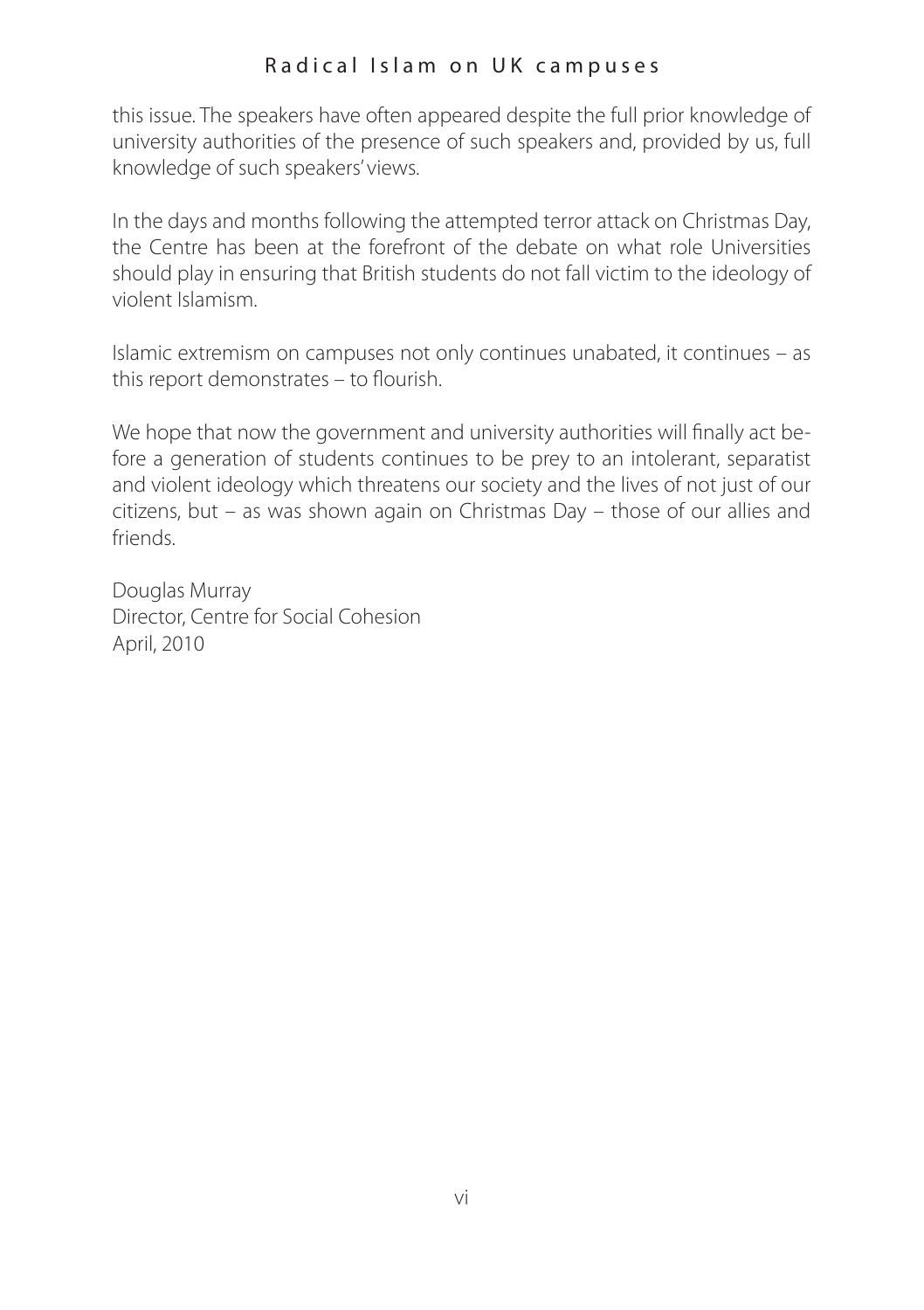this issue. The speakers have often appeared despite the full prior knowledge of university authorities of the presence of such speakers and, provided by us, full knowledge of such speakers' views.

In the days and months following the attempted terror attack on Christmas Day, the Centre has been at the forefront of the debate on what role Universities should play in ensuring that British students do not fall victim to the ideology of violent Islamism.

Islamic extremism on campuses not only continues unabated, it continues – as this report demonstrates – to flourish.

We hope that now the government and university authorities will finally act before a generation of students continues to be prey to an intolerant, separatist and violent ideology which threatens our society and the lives of not just of our citizens, but – as was shown again on Christmas Day – those of our allies and friends.

Douglas Murray  
Director, Centre for Social Cohesion  
April, 2010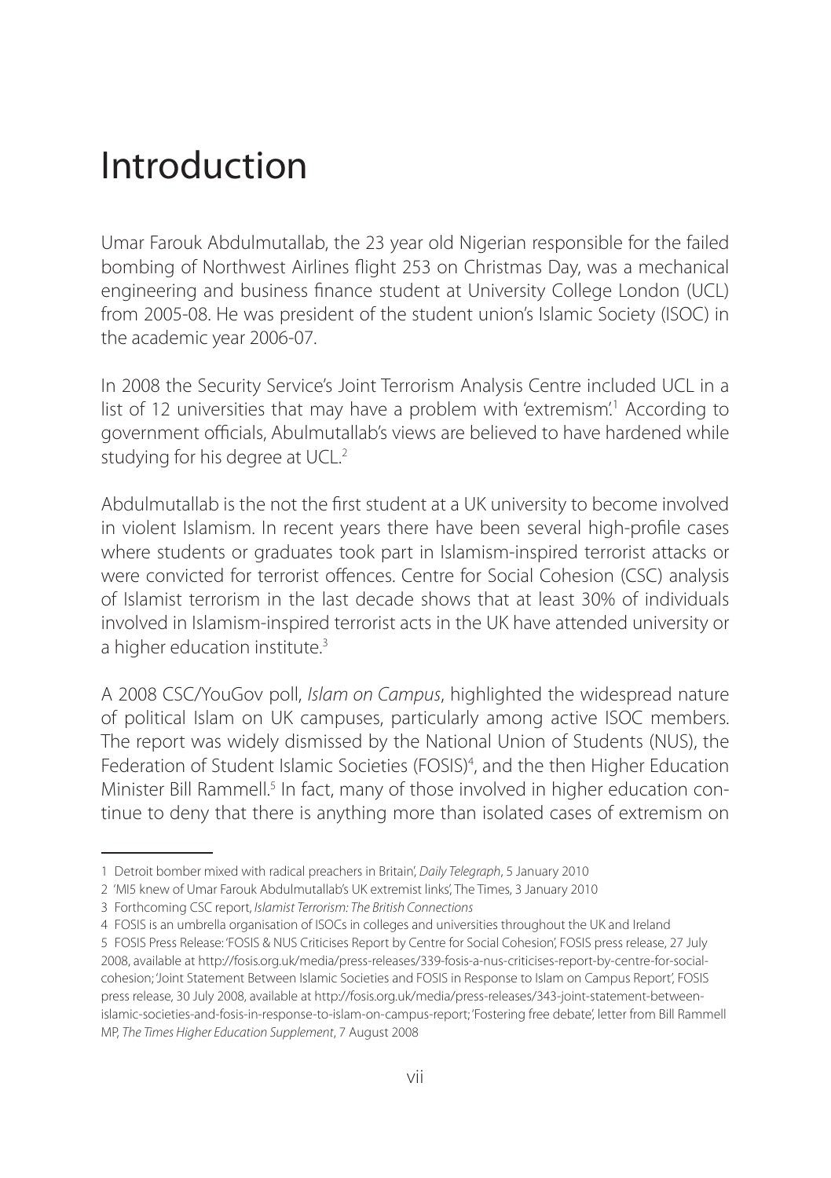# Introduction

Umar Farouk Abdulmutallab, the 23 year old Nigerian responsible for the failed bombing of Northwest Airlines flight 253 on Christmas Day, was a mechanical engineering and business finance student at University College London (UCL) from 2005-08. He was president of the student union's Islamic Society (ISOC) in the academic year 2006-07.

In 2008 the Security Service's Joint Terrorism Analysis Centre included UCL in a list of 12 universities that may have a problem with 'extremism'.[1] According to government officials, Abulmutallab's views are believed to have hardened while studying for his degree at UCL.[2]

Abdulmutallab is the not the first student at a UK university to become involved in violent Islamism. In recent years there have been several high-profile cases where students or graduates took part in Islamism-inspired terrorist attacks or were convicted for terrorist offences. Centre for Social Cohesion (CSC) analysis of Islamist terrorism in the last decade shows that at least 30% of individuals involved in Islamism-inspired terrorist acts in the UK have attended university or a higher education institute.[3]

A 2008 CSC/YouGov poll, *Islam on Campus*, highlighted the widespread nature of political Islam on UK campuses, particularly among active ISOC members. The report was widely dismissed by the National Union of Students (NUS), the Federation of Student Islamic Societies (FOSIS)[4], and the then Higher Education Minister Bill Rammell.[5] In fact, many of those involved in higher education continue to deny that there is anything more than isolated cases of extremism on

---

1 Detroit bomber mixed with radical preachers in Britain', *Daily Telegraph*, 5 January 2010

2 'MI5 knew of Umar Farouk Abdulmutallab's UK extremist links', The Times, 3 January 2010

3 Forthcoming CSC report, *Islamist Terrorism: The British Connections*

4 FOSIS is an umbrella organisation of ISOCs in colleges and universities throughout the UK and Ireland

5 FOSIS Press Release: 'FOSIS & NUS Criticises Report by Centre for Social Cohesion', FOSIS press release, 27 July 2008, available at http://fosis.org.uk/media/press-releases/339-fosis-a-nus-criticises-report-by-centre-for-social-cohesion; 'Joint Statement Between Islamic Societies and FOSIS in Response to Islam on Campus Report', FOSIS press release, 30 July 2008, available at http://fosis.org.uk/media/press-releases/343-joint-statement-between-islamic-societies-and-fosis-in-response-to-islam-on-campus-report; 'Fostering free debate', letter from Bill Rammell MP, *The Times Higher Education Supplement*, 7 August 2008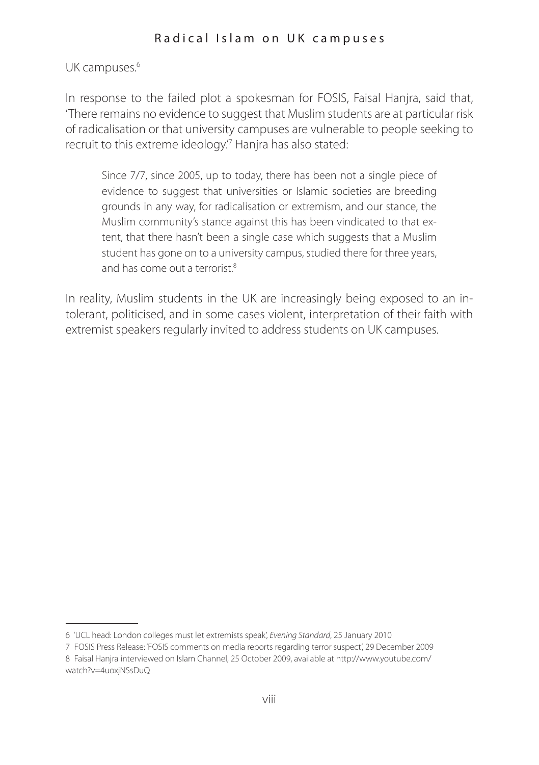UK campuses.[6]

In response to the failed plot a spokesman for FOSIS, Faisal Hanjra, said that, 'There remains no evidence to suggest that Muslim students are at particular risk of radicalisation or that university campuses are vulnerable to people seeking to recruit to this extreme ideology.'[7] Hanjra has also stated:

> Since 7/7, since 2005, up to today, there has been not a single piece of evidence to suggest that universities or Islamic societies are breeding grounds in any way, for radicalisation or extremism, and our stance, the Muslim community's stance against this has been vindicated to that extent, that there hasn't been a single case which suggests that a Muslim student has gone on to a university campus, studied there for three years, and has come out a terrorist.[8]

In reality, Muslim students in the UK are increasingly being exposed to an intolerant, politicised, and in some cases violent, interpretation of their faith with extremist speakers regularly invited to address students on UK campuses.

---

6 'UCL head: London colleges must let extremists speak', *Evening Standard*, 25 January 2010

7 FOSIS Press Release: 'FOSIS comments on media reports regarding terror suspect', 29 December 2009

8 Faisal Hanjra interviewed on Islam Channel, 25 October 2009, available at http://www.youtube.com/watch?v=4uoxjNSsDuQ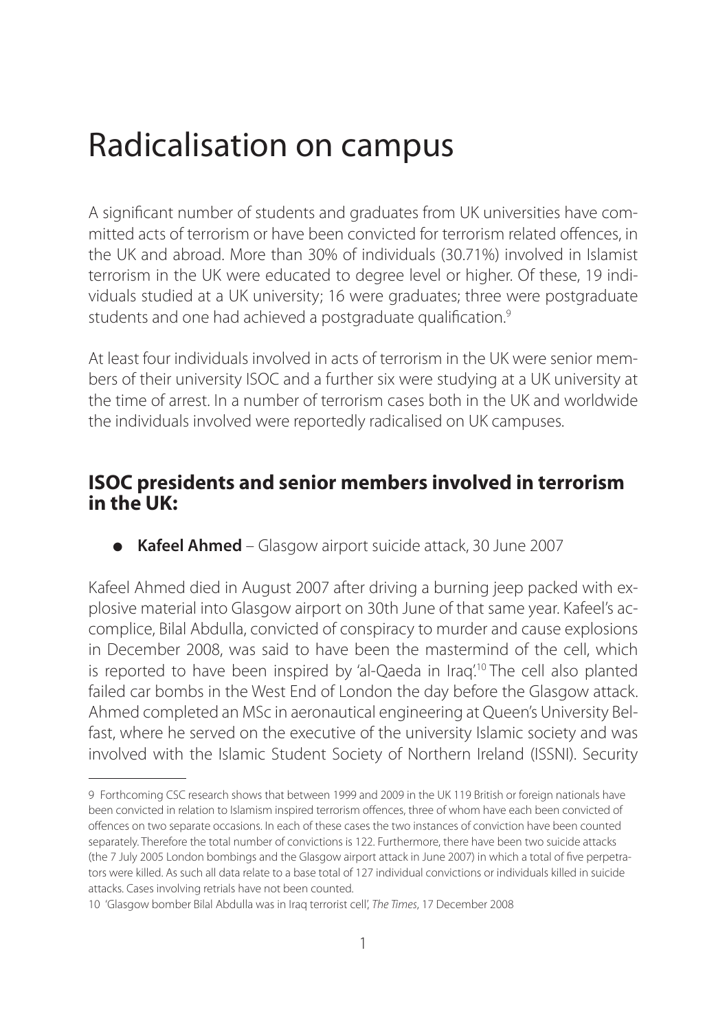# Radicalisation on campus

A significant number of students and graduates from UK universities have committed acts of terrorism or have been convicted for terrorism related offences, in the UK and abroad. More than 30% of individuals (30.71%) involved in Islamist terrorism in the UK were educated to degree level or higher. Of these, 19 individuals studied at a UK university; 16 were graduates; three were postgraduate students and one had achieved a postgraduate qualification.[9]

At least four individuals involved in acts of terrorism in the UK were senior members of their university ISOC and a further six were studying at a UK university at the time of arrest. In a number of terrorism cases both in the UK and worldwide the individuals involved were reportedly radicalised on UK campuses.

## ISOC presidents and senior members involved in terrorism in the UK:

- **Kafeel Ahmed** – Glasgow airport suicide attack, 30 June 2007

Kafeel Ahmed died in August 2007 after driving a burning jeep packed with explosive material into Glasgow airport on 30th June of that same year. Kafeel's accomplice, Bilal Abdulla, convicted of conspiracy to murder and cause explosions in December 2008, was said to have been the mastermind of the cell, which is reported to have been inspired by 'al-Qaeda in Iraq'.[10] The cell also planted failed car bombs in the West End of London the day before the Glasgow attack. Ahmed completed an MSc in aeronautical engineering at Queen's University Belfast, where he served on the executive of the university Islamic society and was involved with the Islamic Student Society of Northern Ireland (ISSNI). Security

---

9 Forthcoming CSC research shows that between 1999 and 2009 in the UK 119 British or foreign nationals have been convicted in relation to Islamism inspired terrorism offences, three of whom have each been convicted of offences on two separate occasions. In each of these cases the two instances of conviction have been counted separately. Therefore the total number of convictions is 122. Furthermore, there have been two suicide attacks (the 7 July 2005 London bombings and the Glasgow airport attack in June 2007) in which a total of five perpetrators were killed. As such all data relate to a base total of 127 individual convictions or individuals killed in suicide attacks. Cases involving retrials have not been counted.

10 'Glasgow bomber Bilal Abdulla was in Iraq terrorist cell', *The Times*, 17 December 2008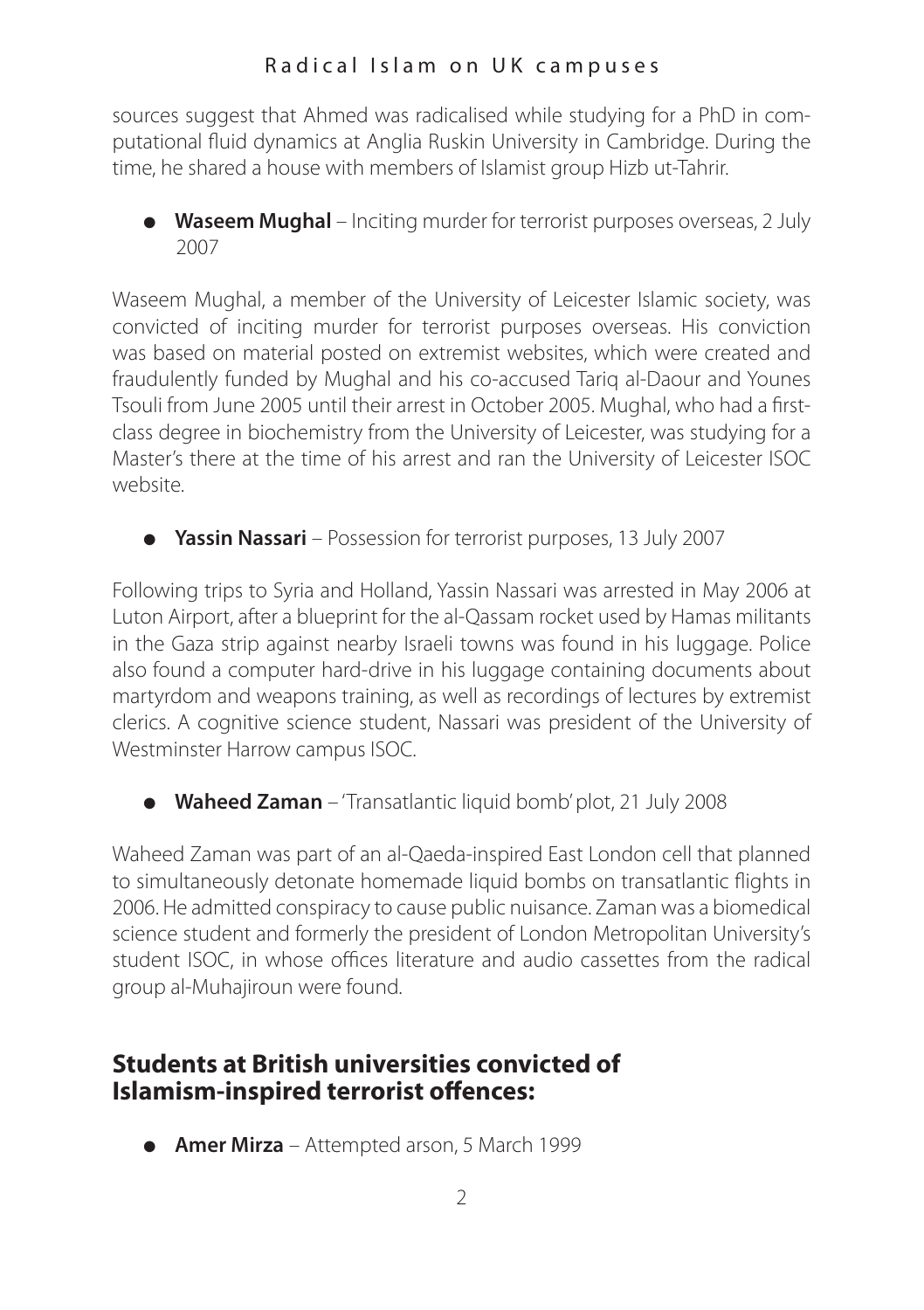sources suggest that Ahmed was radicalised while studying for a PhD in computational fluid dynamics at Anglia Ruskin University in Cambridge. During the time, he shared a house with members of Islamist group Hizb ut-Tahrir.

- **Waseem Mughal** – Inciting murder for terrorist purposes overseas, 2 July 2007

Waseem Mughal, a member of the University of Leicester Islamic society, was convicted of inciting murder for terrorist purposes overseas. His conviction was based on material posted on extremist websites, which were created and fraudulently funded by Mughal and his co-accused Tariq al-Daour and Younes Tsouli from June 2005 until their arrest in October 2005. Mughal, who had a first-class degree in biochemistry from the University of Leicester, was studying for a Master's there at the time of his arrest and ran the University of Leicester ISOC website.

- **Yassin Nassari** – Possession for terrorist purposes, 13 July 2007

Following trips to Syria and Holland, Yassin Nassari was arrested in May 2006 at Luton Airport, after a blueprint for the al-Qassam rocket used by Hamas militants in the Gaza strip against nearby Israeli towns was found in his luggage. Police also found a computer hard-drive in his luggage containing documents about martyrdom and weapons training, as well as recordings of lectures by extremist clerics. A cognitive science student, Nassari was president of the University of Westminster Harrow campus ISOC.

- **Waheed Zaman** – 'Transatlantic liquid bomb' plot, 21 July 2008

Waheed Zaman was part of an al-Qaeda-inspired East London cell that planned to simultaneously detonate homemade liquid bombs on transatlantic flights in 2006. He admitted conspiracy to cause public nuisance. Zaman was a biomedical science student and formerly the president of London Metropolitan University's student ISOC, in whose offices literature and audio cassettes from the radical group al-Muhajiroun were found.

## Students at British universities convicted of Islamism-inspired terrorist offences:

- **Amer Mirza** – Attempted arson, 5 March 1999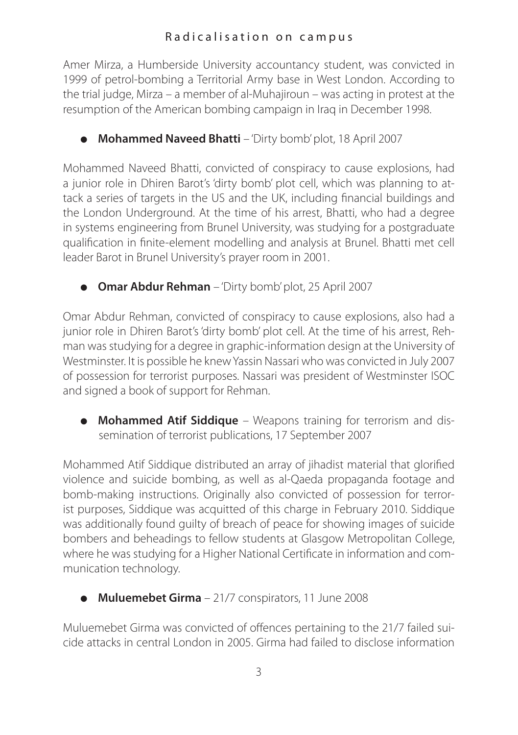Amer Mirza, a Humberside University accountancy student, was convicted in 1999 of petrol-bombing a Territorial Army base in West London. According to the trial judge, Mirza – a member of al-Muhajiroun – was acting in protest at the resumption of the American bombing campaign in Iraq in December 1998.

- **Mohammed Naveed Bhatti** – 'Dirty bomb' plot, 18 April 2007

Mohammed Naveed Bhatti, convicted of conspiracy to cause explosions, had a junior role in Dhiren Barot's 'dirty bomb' plot cell, which was planning to attack a series of targets in the US and the UK, including financial buildings and the London Underground. At the time of his arrest, Bhatti, who had a degree in systems engineering from Brunel University, was studying for a postgraduate qualification in finite-element modelling and analysis at Brunel. Bhatti met cell leader Barot in Brunel University's prayer room in 2001.

- **Omar Abdur Rehman** – 'Dirty bomb' plot, 25 April 2007

Omar Abdur Rehman, convicted of conspiracy to cause explosions, also had a junior role in Dhiren Barot's 'dirty bomb' plot cell. At the time of his arrest, Rehman was studying for a degree in graphic-information design at the University of Westminster. It is possible he knew Yassin Nassari who was convicted in July 2007 of possession for terrorist purposes. Nassari was president of Westminster ISOC and signed a book of support for Rehman.

- **Mohammed Atif Siddique** – Weapons training for terrorism and dissemination of terrorist publications, 17 September 2007

Mohammed Atif Siddique distributed an array of jihadist material that glorified violence and suicide bombing, as well as al-Qaeda propaganda footage and bomb-making instructions. Originally also convicted of possession for terrorist purposes, Siddique was acquitted of this charge in February 2010. Siddique was additionally found guilty of breach of peace for showing images of suicide bombers and beheadings to fellow students at Glasgow Metropolitan College, where he was studying for a Higher National Certificate in information and communication technology.

- **Muluemebet Girma** – 21/7 conspirators, 11 June 2008

Muluemebet Girma was convicted of offences pertaining to the 21/7 failed suicide attacks in central London in 2005. Girma had failed to disclose information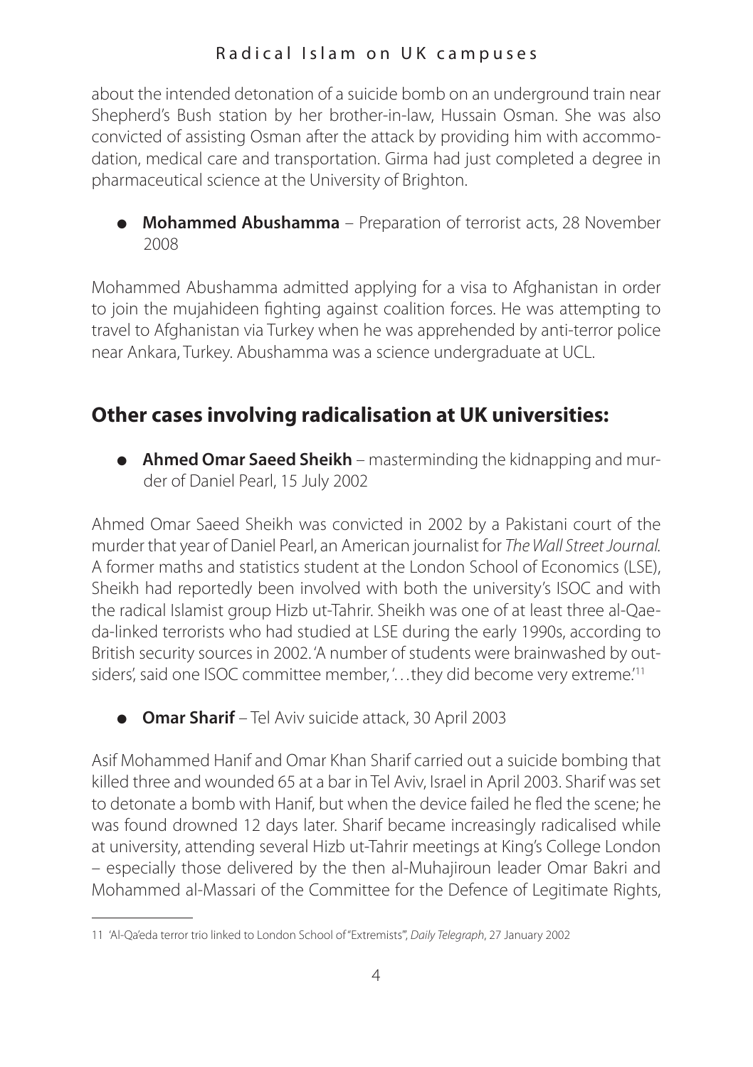about the intended detonation of a suicide bomb on an underground train near Shepherd's Bush station by her brother-in-law, Hussain Osman. She was also convicted of assisting Osman after the attack by providing him with accommodation, medical care and transportation. Girma had just completed a degree in pharmaceutical science at the University of Brighton.

- **Mohammed Abushamma** – Preparation of terrorist acts, 28 November 2008

Mohammed Abushamma admitted applying for a visa to Afghanistan in order to join the mujahideen fighting against coalition forces. He was attempting to travel to Afghanistan via Turkey when he was apprehended by anti-terror police near Ankara, Turkey. Abushamma was a science undergraduate at UCL.

## Other cases involving radicalisation at UK universities:

- **Ahmed Omar Saeed Sheikh** – masterminding the kidnapping and murder of Daniel Pearl, 15 July 2002

Ahmed Omar Saeed Sheikh was convicted in 2002 by a Pakistani court of the murder that year of Daniel Pearl, an American journalist for *The Wall Street Journal*. A former maths and statistics student at the London School of Economics (LSE), Sheikh had reportedly been involved with both the university's ISOC and with the radical Islamist group Hizb ut-Tahrir. Sheikh was one of at least three al-Qaeda-linked terrorists who had studied at LSE during the early 1990s, according to British security sources in 2002. 'A number of students were brainwashed by outsiders', said one ISOC committee member, '…they did become very extreme.'[11]

- **Omar Sharif** – Tel Aviv suicide attack, 30 April 2003

Asif Mohammed Hanif and Omar Khan Sharif carried out a suicide bombing that killed three and wounded 65 at a bar in Tel Aviv, Israel in April 2003. Sharif was set to detonate a bomb with Hanif, but when the device failed he fled the scene; he was found drowned 12 days later. Sharif became increasingly radicalised while at university, attending several Hizb ut-Tahrir meetings at King's College London – especially those delivered by the then al-Muhajiroun leader Omar Bakri and Mohammed al-Massari of the Committee for the Defence of Legitimate Rights,

---

11 'Al-Qa'eda terror trio linked to London School of "Extremists"', *Daily Telegraph*, 27 January 2002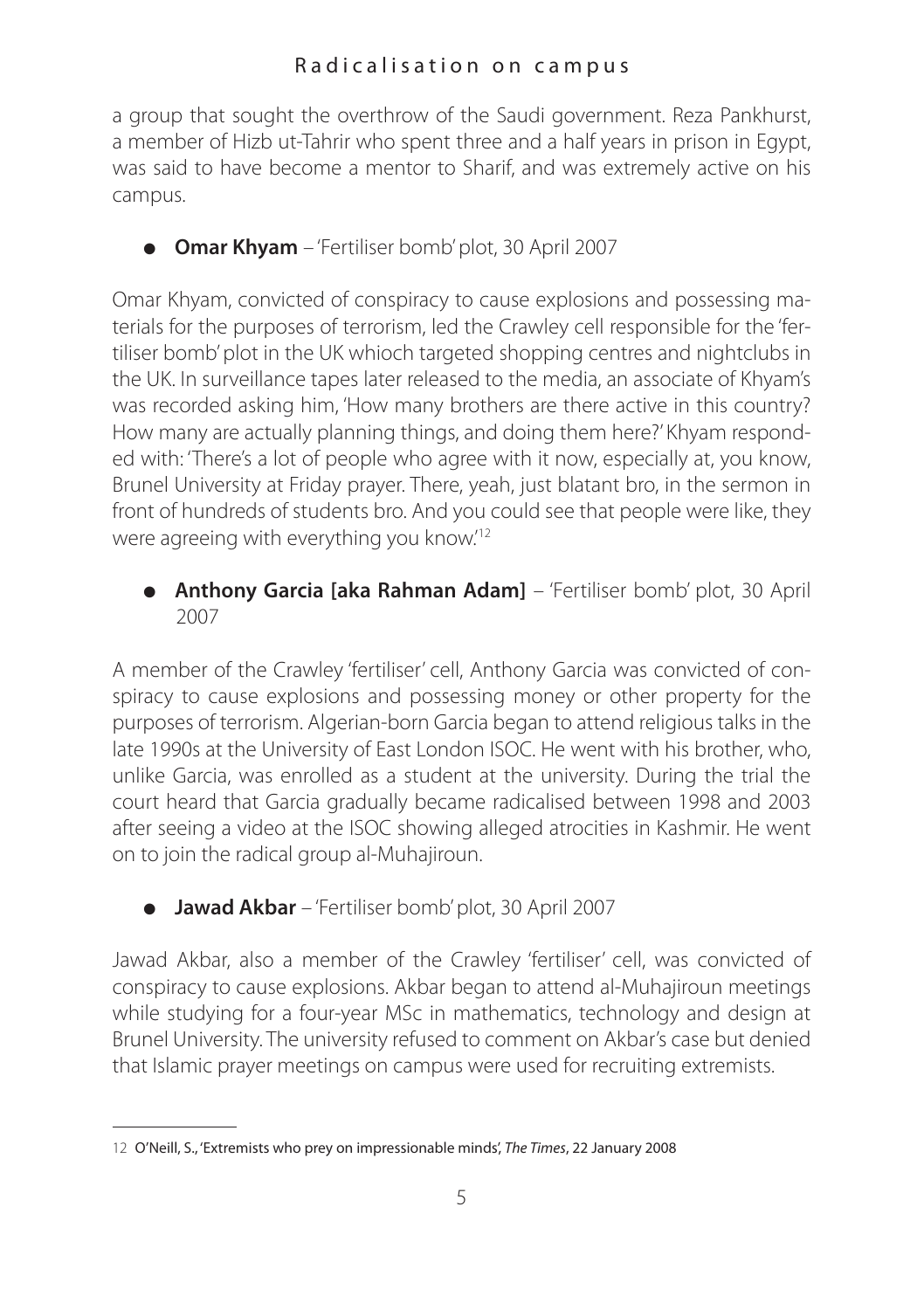a group that sought the overthrow of the Saudi government. Reza Pankhurst, a member of Hizb ut-Tahrir who spent three and a half years in prison in Egypt, was said to have become a mentor to Sharif, and was extremely active on his campus.

- **Omar Khyam** – 'Fertiliser bomb' plot, 30 April 2007

Omar Khyam, convicted of conspiracy to cause explosions and possessing materials for the purposes of terrorism, led the Crawley cell responsible for the 'fertiliser bomb' plot in the UK whioch targeted shopping centres and nightclubs in the UK. In surveillance tapes later released to the media, an associate of Khyam's was recorded asking him, 'How many brothers are there active in this country? How many are actually planning things, and doing them here?' Khyam responded with: 'There's a lot of people who agree with it now, especially at, you know, Brunel University at Friday prayer. There, yeah, just blatant bro, in the sermon in front of hundreds of students bro. And you could see that people were like, they were agreeing with everything you know.'[12]

- **Anthony Garcia [aka Rahman Adam]** – 'Fertiliser bomb' plot, 30 April 2007

A member of the Crawley 'fertiliser' cell, Anthony Garcia was convicted of conspiracy to cause explosions and possessing money or other property for the purposes of terrorism. Algerian-born Garcia began to attend religious talks in the late 1990s at the University of East London ISOC. He went with his brother, who, unlike Garcia, was enrolled as a student at the university. During the trial the court heard that Garcia gradually became radicalised between 1998 and 2003 after seeing a video at the ISOC showing alleged atrocities in Kashmir. He went on to join the radical group al-Muhajiroun.

- **Jawad Akbar** – 'Fertiliser bomb' plot, 30 April 2007

Jawad Akbar, also a member of the Crawley 'fertiliser' cell, was convicted of conspiracy to cause explosions. Akbar began to attend al-Muhajiroun meetings while studying for a four-year MSc in mathematics, technology and design at Brunel University. The university refused to comment on Akbar's case but denied that Islamic prayer meetings on campus were used for recruiting extremists.

---

12 O'Neill, S., 'Extremists who prey on impressionable minds', *The Times*, 22 January 2008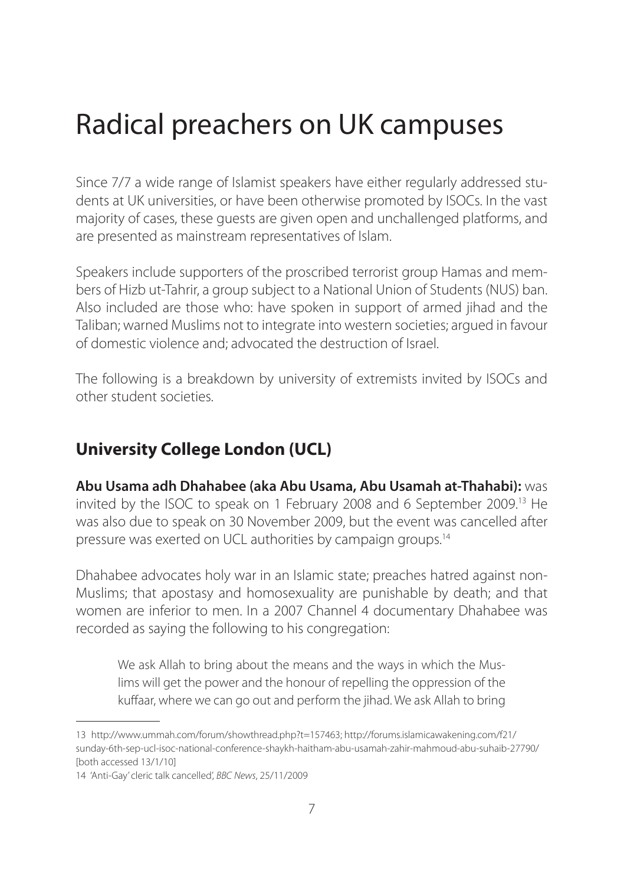# Radical preachers on UK campuses

Since 7/7 a wide range of Islamist speakers have either regularly addressed students at UK universities, or have been otherwise promoted by ISOCs. In the vast majority of cases, these guests are given open and unchallenged platforms, and are presented as mainstream representatives of Islam.

Speakers include supporters of the proscribed terrorist group Hamas and members of Hizb ut-Tahrir, a group subject to a National Union of Students (NUS) ban. Also included are those who: have spoken in support of armed jihad and the Taliban; warned Muslims not to integrate into western societies; argued in favour of domestic violence and; advocated the destruction of Israel.

The following is a breakdown by university of extremists invited by ISOCs and other student societies.

## University College London (UCL)

**Abu Usama adh Dhahabee (aka Abu Usama, Abu Usamah at-Thahabi):** was invited by the ISOC to speak on 1 February 2008 and 6 September 2009.[13] He was also due to speak on 30 November 2009, but the event was cancelled after pressure was exerted on UCL authorities by campaign groups.[14]

Dhahabee advocates holy war in an Islamic state; preaches hatred against non-Muslims; that apostasy and homosexuality are punishable by death; and that women are inferior to men. In a 2007 Channel 4 documentary Dhahabee was recorded as saying the following to his congregation:

> We ask Allah to bring about the means and the ways in which the Muslims will get the power and the honour of repelling the oppression of the kuffaar, where we can go out and perform the jihad. We ask Allah to bring

---

13 http://www.ummah.com/forum/showthread.php?t=157463; http://forums.islamicawakening.com/f21/sunday-6th-sep-ucl-isoc-national-conference-shaykh-haitham-abu-usamah-zahir-mahmoud-abu-suhaib-27790/ [both accessed 13/1/10]

14 'Anti-Gay' cleric talk cancelled', *BBC News*, 25/11/2009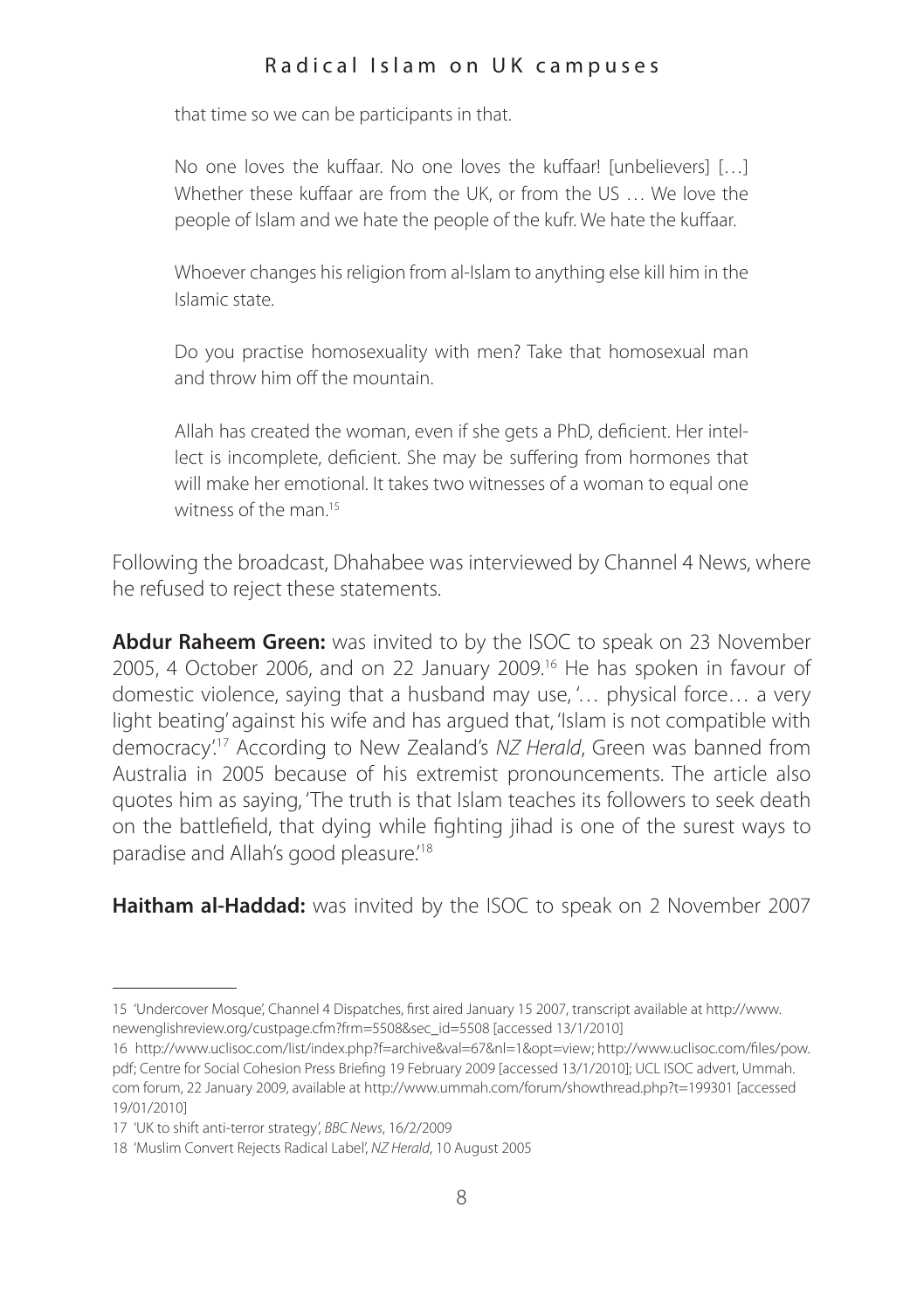> that time so we can be participants in that.
>
> No one loves the kuffaar. No one loves the kuffaar! [unbelievers] […] Whether these kuffaar are from the UK, or from the US … We love the people of Islam and we hate the people of the kufr. We hate the kuffaar.
>
> Whoever changes his religion from al-Islam to anything else kill him in the Islamic state.
>
> Do you practise homosexuality with men? Take that homosexual man and throw him off the mountain.
>
> Allah has created the woman, even if she gets a PhD, deficient. Her intellect is incomplete, deficient. She may be suffering from hormones that will make her emotional. It takes two witnesses of a woman to equal one witness of the man.[15]

Following the broadcast, Dhahabee was interviewed by Channel 4 News, where he refused to reject these statements.

**Abdur Raheem Green:** was invited to by the ISOC to speak on 23 November 2005, 4 October 2006, and on 22 January 2009.[16] He has spoken in favour of domestic violence, saying that a husband may use, '… physical force… a very light beating' against his wife and has argued that, 'Islam is not compatible with democracy'.[17] According to New Zealand's *NZ Herald*, Green was banned from Australia in 2005 because of his extremist pronouncements. The article also quotes him as saying, 'The truth is that Islam teaches its followers to seek death on the battlefield, that dying while fighting jihad is one of the surest ways to paradise and Allah's good pleasure.'[18]

**Haitham al-Haddad:** was invited by the ISOC to speak on 2 November 2007

---

15 'Undercover Mosque', Channel 4 Dispatches, first aired January 15 2007, transcript available at http://www.newenglishreview.org/custpage.cfm?frm=5508&sec_id=5508 [accessed 13/1/2010]

16 http://www.uclisoc.com/list/index.php?f=archive&val=67&nl=1&opt=view; http://www.uclisoc.com/files/pow.pdf; Centre for Social Cohesion Press Briefing 19 February 2009 [accessed 13/1/2010]; UCL ISOC advert, Ummah.com forum, 22 January 2009, available at http://www.ummah.com/forum/showthread.php?t=199301 [accessed 19/01/2010]

17 'UK to shift anti-terror strategy', *BBC News*, 16/2/2009

18 'Muslim Convert Rejects Radical Label', *NZ Herald*, 10 August 2005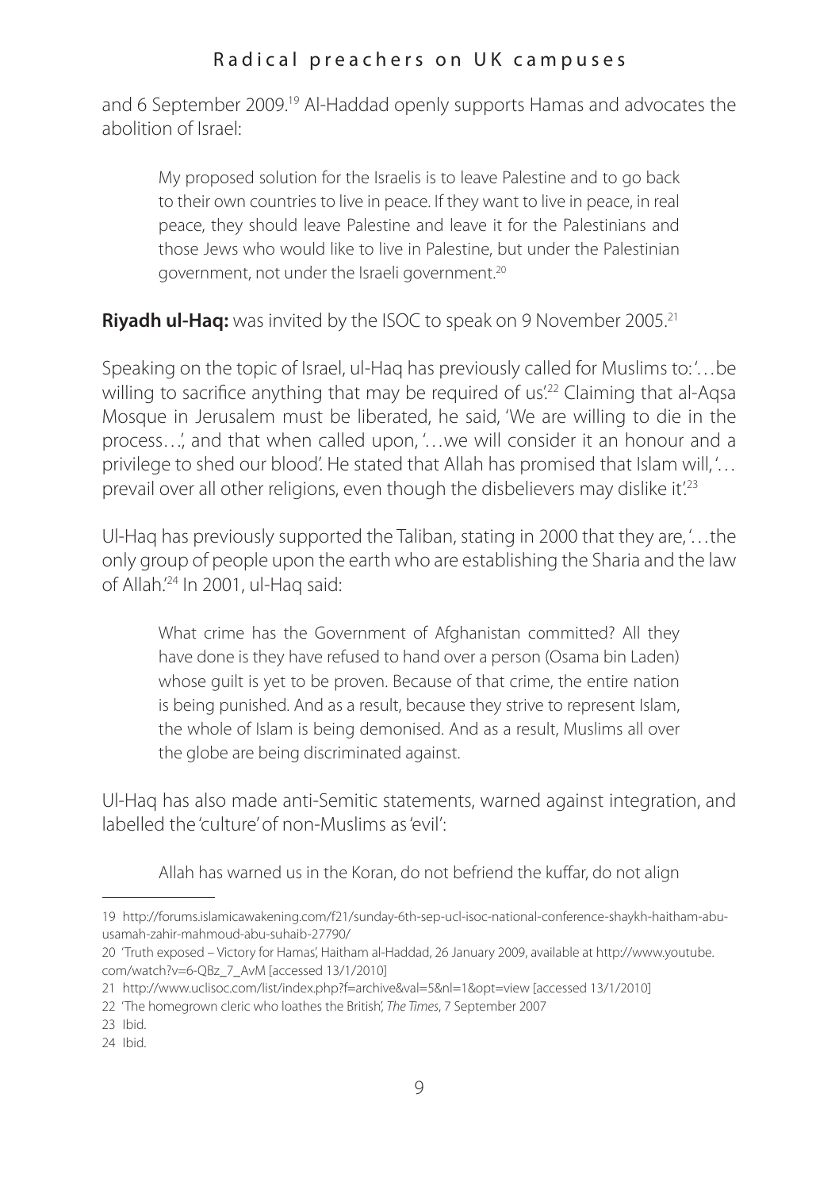and 6 September 2009.[19] Al-Haddad openly supports Hamas and advocates the abolition of Israel:

> My proposed solution for the Israelis is to leave Palestine and to go back to their own countries to live in peace. If they want to live in peace, in real peace, they should leave Palestine and leave it for the Palestinians and those Jews who would like to live in Palestine, but under the Palestinian government, not under the Israeli government.[20]

**Riyadh ul-Haq:** was invited by the ISOC to speak on 9 November 2005.[21]

Speaking on the topic of Israel, ul-Haq has previously called for Muslims to: '…be willing to sacrifice anything that may be required of us'.[22] Claiming that al-Aqsa Mosque in Jerusalem must be liberated, he said, 'We are willing to die in the process…', and that when called upon, '…we will consider it an honour and a privilege to shed our blood'. He stated that Allah has promised that Islam will, '…prevail over all other religions, even though the disbelievers may dislike it'.[23]

Ul-Haq has previously supported the Taliban, stating in 2000 that they are, '…the only group of people upon the earth who are establishing the Sharia and the law of Allah.'[24] In 2001, ul-Haq said:

> What crime has the Government of Afghanistan committed? All they have done is they have refused to hand over a person (Osama bin Laden) whose guilt is yet to be proven. Because of that crime, the entire nation is being punished. And as a result, because they strive to represent Islam, the whole of Islam is being demonised. And as a result, Muslims all over the globe are being discriminated against.

Ul-Haq has also made anti-Semitic statements, warned against integration, and labelled the 'culture' of non-Muslims as 'evil':

> Allah has warned us in the Koran, do not befriend the kuffar, do not align

---

19 http://forums.islamicawakening.com/f21/sunday-6th-sep-ucl-isoc-national-conference-shaykh-haitham-abu-usamah-zahir-mahmoud-abu-suhaib-27790/

20 'Truth exposed – Victory for Hamas', Haitham al-Haddad, 26 January 2009, available at http://www.youtube.com/watch?v=6-QBz_7_AvM [accessed 13/1/2010]

21 http://www.uclisoc.com/list/index.php?f=archive&val=5&nl=1&opt=view [accessed 13/1/2010]

22 'The homegrown cleric who loathes the British', *The Times*, 7 September 2007

23 Ibid.

24 Ibid.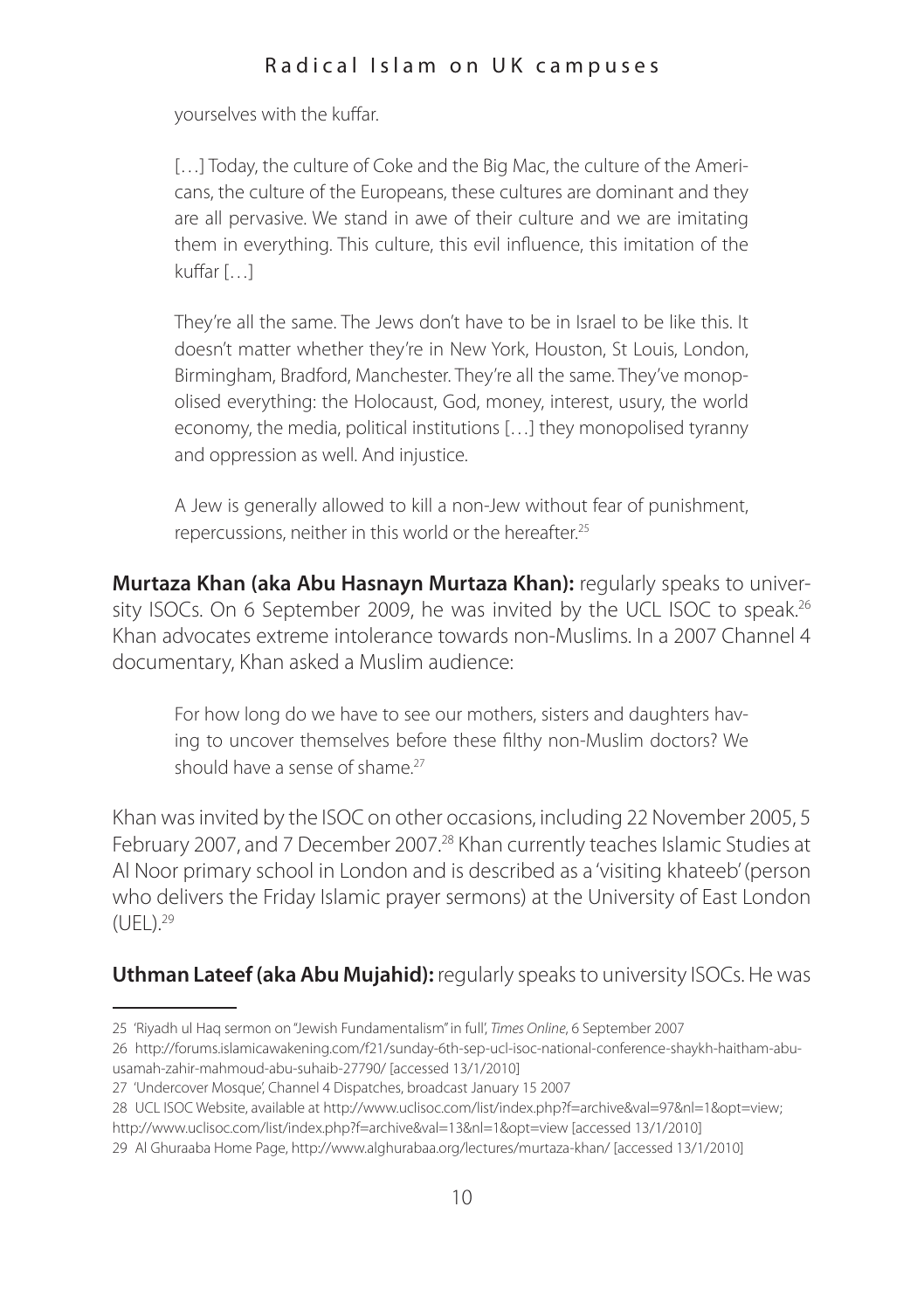yourselves with the kuffar.

> […] Today, the culture of Coke and the Big Mac, the culture of the Americans, the culture of the Europeans, these cultures are dominant and they are all pervasive. We stand in awe of their culture and we are imitating them in everything. This culture, this evil influence, this imitation of the kuffar […]
>
> They're all the same. The Jews don't have to be in Israel to be like this. It doesn't matter whether they're in New York, Houston, St Louis, London, Birmingham, Bradford, Manchester. They're all the same. They've monopolised everything: the Holocaust, God, money, interest, usury, the world economy, the media, political institutions […] they monopolised tyranny and oppression as well. And injustice.
>
> A Jew is generally allowed to kill a non-Jew without fear of punishment, repercussions, neither in this world or the hereafter.[25]

**Murtaza Khan (aka Abu Hasnayn Murtaza Khan):** regularly speaks to university ISOCs. On 6 September 2009, he was invited by the UCL ISOC to speak.[26] Khan advocates extreme intolerance towards non-Muslims. In a 2007 Channel 4 documentary, Khan asked a Muslim audience:

> For how long do we have to see our mothers, sisters and daughters having to uncover themselves before these filthy non-Muslim doctors? We should have a sense of shame.[27]

Khan was invited by the ISOC on other occasions, including 22 November 2005, 5 February 2007, and 7 December 2007.[28] Khan currently teaches Islamic Studies at Al Noor primary school in London and is described as a 'visiting khateeb' (person who delivers the Friday Islamic prayer sermons) at the University of East London (UEL).[29]

**Uthman Lateef (aka Abu Mujahid):** regularly speaks to university ISOCs. He was

---

25 'Riyadh ul Haq sermon on "Jewish Fundamentalism" in full', *Times Online*, 6 September 2007

26 http://forums.islamicawakening.com/f21/sunday-6th-sep-ucl-isoc-national-conference-shaykh-haitham-abu-usamah-zahir-mahmoud-abu-suhaib-27790/ [accessed 13/1/2010]

27 'Undercover Mosque', Channel 4 Dispatches, broadcast January 15 2007

28 UCL ISOC Website, available at http://www.uclisoc.com/list/index.php?f=archive&val=97&nl=1&opt=view; http://www.uclisoc.com/list/index.php?f=archive&val=13&nl=1&opt=view [accessed 13/1/2010]

29 Al Ghuraaba Home Page, http://www.alghurabaa.org/lectures/murtaza-khan/ [accessed 13/1/2010]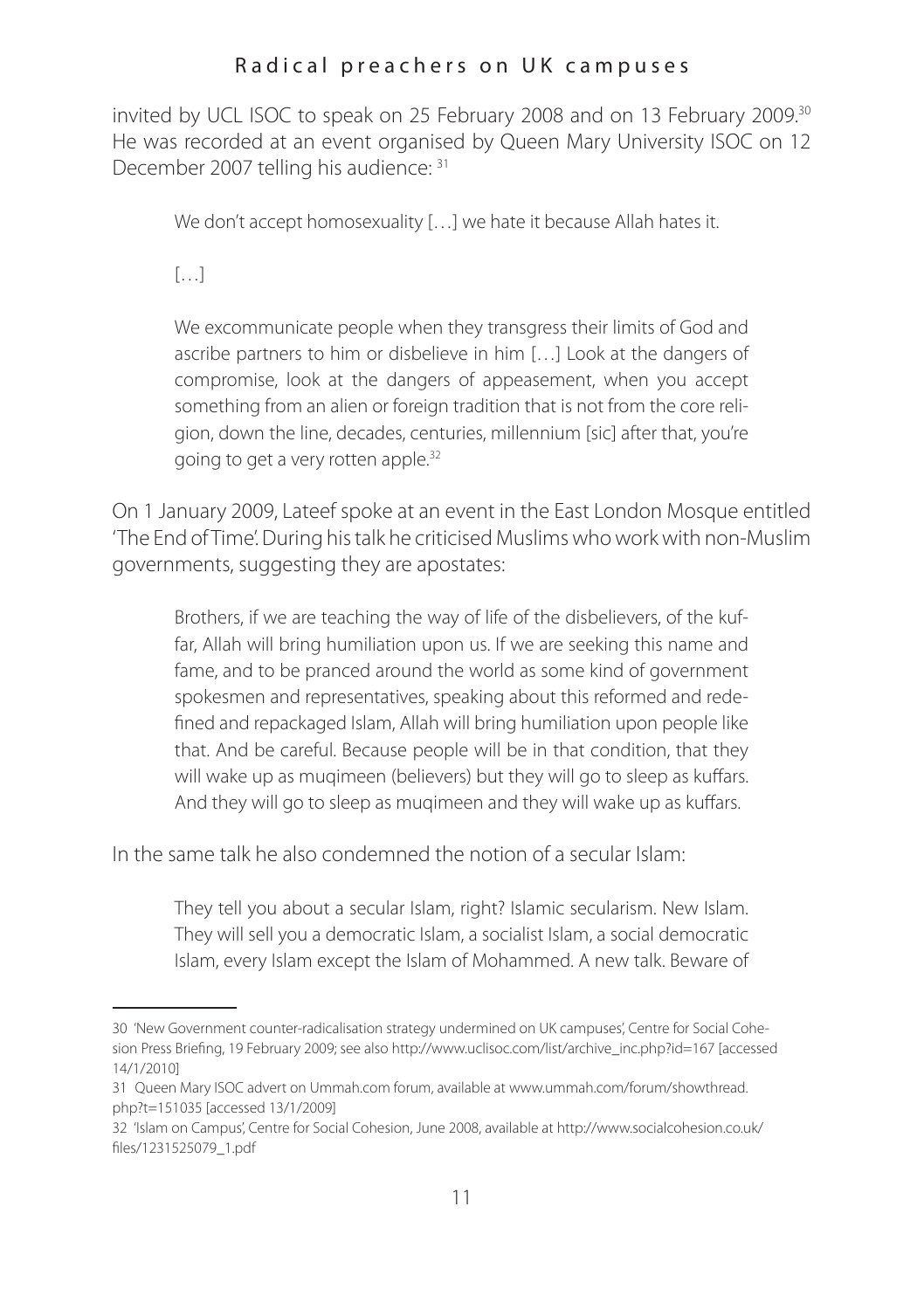invited by UCL ISOC to speak on 25 February 2008 and on 13 February 2009.[30] He was recorded at an event organised by Queen Mary University ISOC on 12 December 2007 telling his audience: [31]

> We don't accept homosexuality […] we hate it because Allah hates it.
>
> […]
>
> We excommunicate people when they transgress their limits of God and ascribe partners to him or disbelieve in him […] Look at the dangers of compromise, look at the dangers of appeasement, when you accept something from an alien or foreign tradition that is not from the core religion, down the line, decades, centuries, millennium [sic] after that, you're going to get a very rotten apple.[32]

On 1 January 2009, Lateef spoke at an event in the East London Mosque entitled 'The End of Time'. During his talk he criticised Muslims who work with non-Muslim governments, suggesting they are apostates:

> Brothers, if we are teaching the way of life of the disbelievers, of the kuffar, Allah will bring humiliation upon us. If we are seeking this name and fame, and to be pranced around the world as some kind of government spokesmen and representatives, speaking about this reformed and redefined and repackaged Islam, Allah will bring humiliation upon people like that. And be careful. Because people will be in that condition, that they will wake up as muqimeen (believers) but they will go to sleep as kuffars. And they will go to sleep as muqimeen and they will wake up as kuffars.

In the same talk he also condemned the notion of a secular Islam:

> They tell you about a secular Islam, right? Islamic secularism. New Islam. They will sell you a democratic Islam, a socialist Islam, a social democratic Islam, every Islam except the Islam of Mohammed. A new talk. Beware of

---

30 'New Government counter-radicalisation strategy undermined on UK campuses', Centre for Social Cohesion Press Briefing, 19 February 2009; see also http://www.uclisoc.com/list/archive_inc.php?id=167 [accessed 14/1/2010]

31 Queen Mary ISOC advert on Ummah.com forum, available at www.ummah.com/forum/showthread.php?t=151035 [accessed 13/1/2009]

32 'Islam on Campus', Centre for Social Cohesion, June 2008, available at http://www.socialcohesion.co.uk/files/1231525079_1.pdf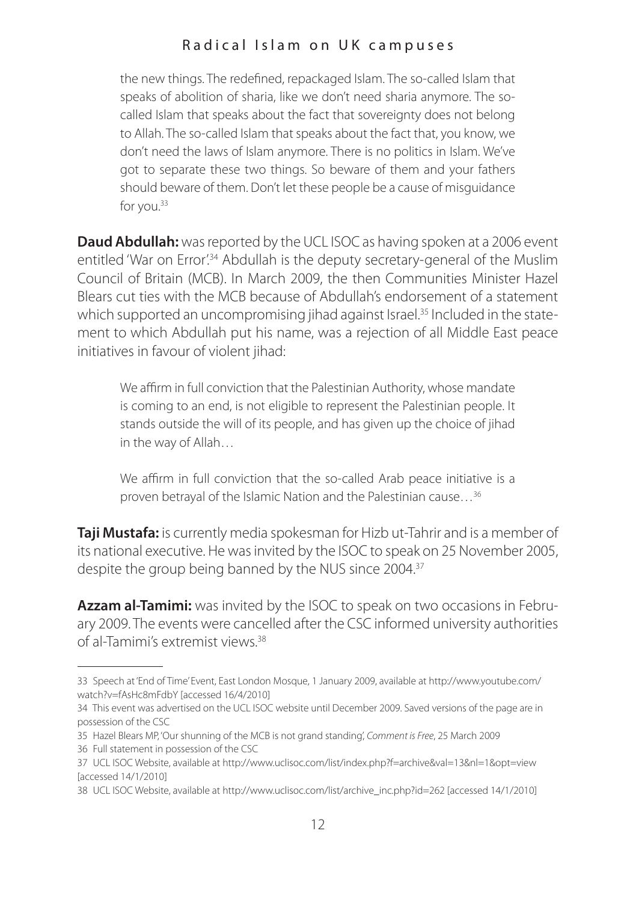> the new things. The redefined, repackaged Islam. The so-called Islam that speaks of abolition of sharia, like we don't need sharia anymore. The so-called Islam that speaks about the fact that sovereignty does not belong to Allah. The so-called Islam that speaks about the fact that, you know, we don't need the laws of Islam anymore. There is no politics in Islam. We've got to separate these two things. So beware of them and your fathers should beware of them. Don't let these people be a cause of misguidance for you.[33]

**Daud Abdullah:** was reported by the UCL ISOC as having spoken at a 2006 event entitled 'War on Error'.[34] Abdullah is the deputy secretary-general of the Muslim Council of Britain (MCB). In March 2009, the then Communities Minister Hazel Blears cut ties with the MCB because of Abdullah's endorsement of a statement which supported an uncompromising jihad against Israel.[35] Included in the statement to which Abdullah put his name, was a rejection of all Middle East peace initiatives in favour of violent jihad:

> We affirm in full conviction that the Palestinian Authority, whose mandate is coming to an end, is not eligible to represent the Palestinian people. It stands outside the will of its people, and has given up the choice of jihad in the way of Allah…
>
> We affirm in full conviction that the so-called Arab peace initiative is a proven betrayal of the Islamic Nation and the Palestinian cause…[36]

**Taji Mustafa:** is currently media spokesman for Hizb ut-Tahrir and is a member of its national executive. He was invited by the ISOC to speak on 25 November 2005, despite the group being banned by the NUS since 2004.[37]

**Azzam al-Tamimi:** was invited by the ISOC to speak on two occasions in February 2009. The events were cancelled after the CSC informed university authorities of al-Tamimi's extremist views.[38]

---

33 Speech at 'End of Time' Event, East London Mosque, 1 January 2009, available at http://www.youtube.com/watch?v=fAsHc8mFdbY [accessed 16/4/2010]

34 This event was advertised on the UCL ISOC website until December 2009. Saved versions of the page are in possession of the CSC

35 Hazel Blears MP, 'Our shunning of the MCB is not grand standing', *Comment is Free*, 25 March 2009

36 Full statement in possession of the CSC

37 UCL ISOC Website, available at http://www.uclisoc.com/list/index.php?f=archive&val=13&nl=1&opt=view [accessed 14/1/2010]

38 UCL ISOC Website, available at http://www.uclisoc.com/list/archive_inc.php?id=262 [accessed 14/1/2010]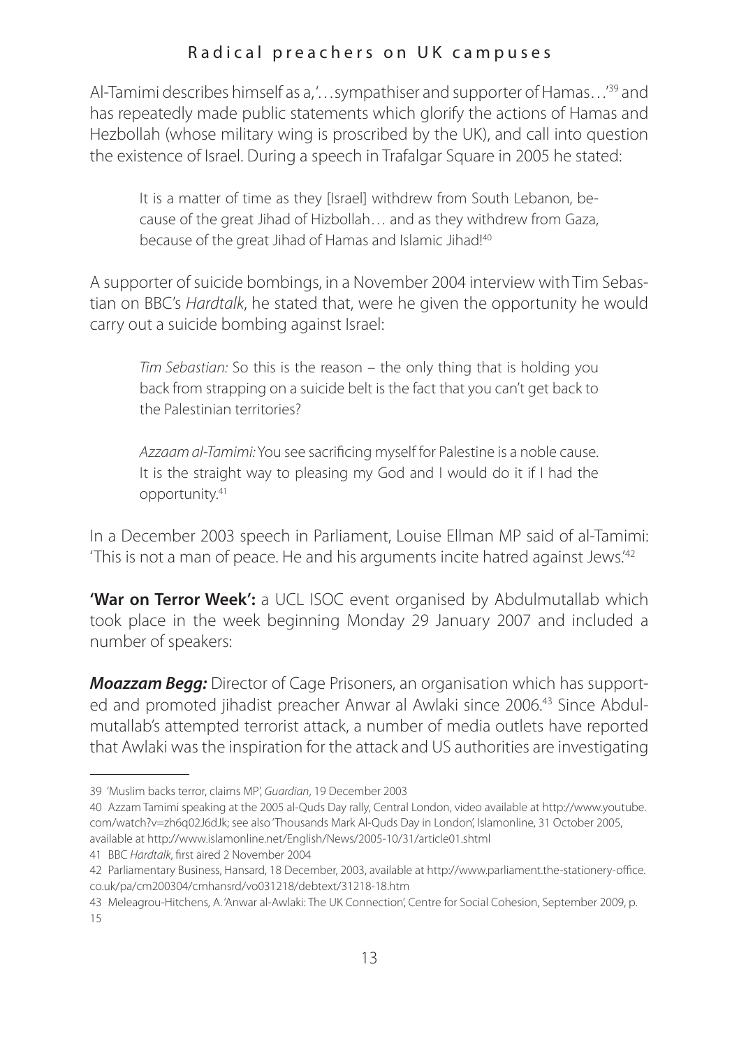Al-Tamimi describes himself as a,'…sympathiser and supporter of Hamas…'[39] and has repeatedly made public statements which glorify the actions of Hamas and Hezbollah (whose military wing is proscribed by the UK), and call into question the existence of Israel. During a speech in Trafalgar Square in 2005 he stated:

> It is a matter of time as they [Israel] withdrew from South Lebanon, because of the great Jihad of Hizbollah… and as they withdrew from Gaza, because of the great Jihad of Hamas and Islamic Jihad![40]

A supporter of suicide bombings, in a November 2004 interview with Tim Sebastian on BBC's *Hardtalk*, he stated that, were he given the opportunity he would carry out a suicide bombing against Israel:

> *Tim Sebastian:* So this is the reason – the only thing that is holding you back from strapping on a suicide belt is the fact that you can't get back to the Palestinian territories?
>
> *Azzaam al-Tamimi:* You see sacrificing myself for Palestine is a noble cause. It is the straight way to pleasing my God and I would do it if I had the opportunity.[41]

In a December 2003 speech in Parliament, Louise Ellman MP said of al-Tamimi: 'This is not a man of peace. He and his arguments incite hatred against Jews.'[42]

**'War on Terror Week':** a UCL ISOC event organised by Abdulmutallab which took place in the week beginning Monday 29 January 2007 and included a number of speakers:

***Moazzam Begg:*** Director of Cage Prisoners, an organisation which has supported and promoted jihadist preacher Anwar al Awlaki since 2006.[43] Since Abdulmutallab's attempted terrorist attack, a number of media outlets have reported that Awlaki was the inspiration for the attack and US authorities are investigating

---

39 'Muslim backs terror, claims MP', *Guardian*, 19 December 2003

40 Azzam Tamimi speaking at the 2005 al-Quds Day rally, Central London, video available at http://www.youtube.com/watch?v=zh6q02J6dJk; see also 'Thousands Mark Al-Quds Day in London', Islamonline, 31 October 2005, available at http://www.islamonline.net/English/News/2005-10/31/article01.shtml

41 BBC *Hardtalk*, first aired 2 November 2004

42 Parliamentary Business, Hansard, 18 December, 2003, available at http://www.parliament.the-stationery-office.co.uk/pa/cm200304/cmhansrd/vo031218/debtext/31218-18.htm

43 Meleagrou-Hitchens, A. 'Anwar al-Awlaki: The UK Connection', Centre for Social Cohesion, September 2009, p. 15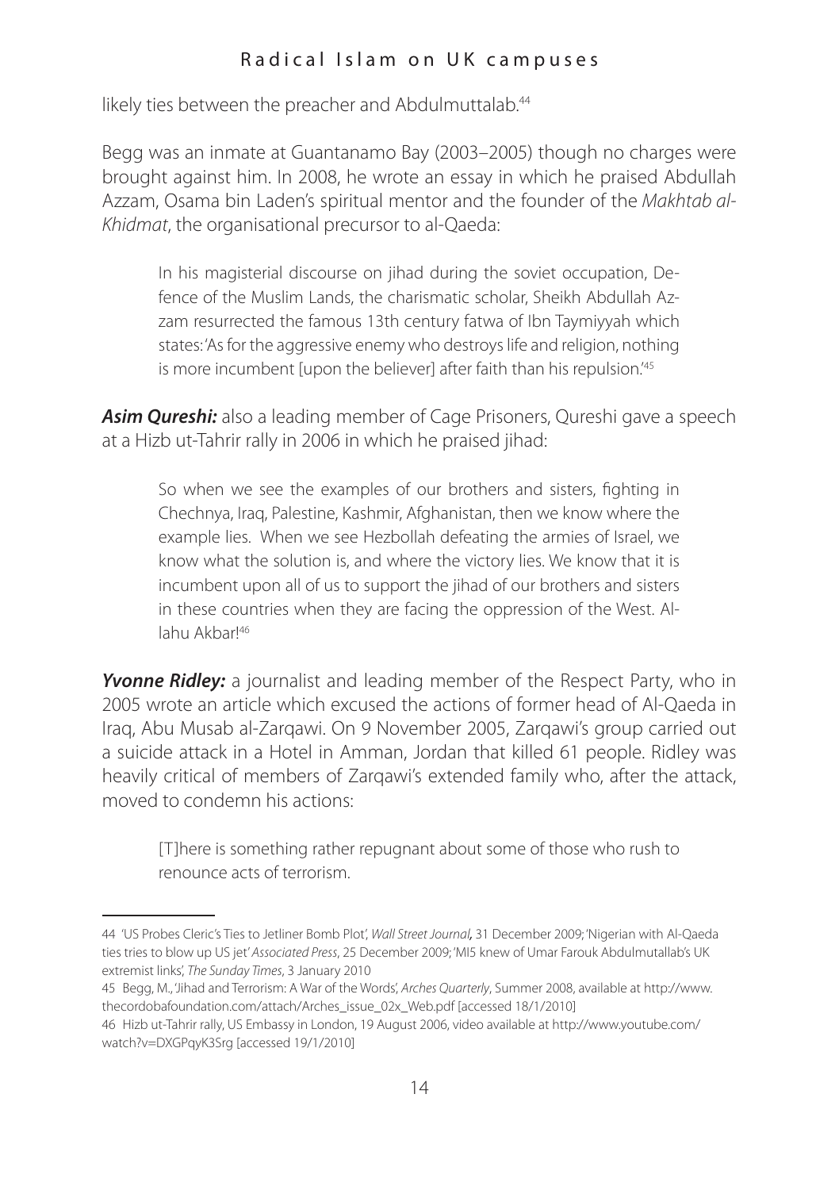likely ties between the preacher and Abdulmuttalab.[44]

Begg was an inmate at Guantanamo Bay (2003–2005) though no charges were brought against him. In 2008, he wrote an essay in which he praised Abdullah Azzam, Osama bin Laden's spiritual mentor and the founder of the *Makhtab al-Khidmat*, the organisational precursor to al-Qaeda:

> In his magisterial discourse on jihad during the soviet occupation, Defence of the Muslim Lands, the charismatic scholar, Sheikh Abdullah Azzam resurrected the famous 13th century fatwa of Ibn Taymiyyah which states: 'As for the aggressive enemy who destroys life and religion, nothing is more incumbent [upon the believer] after faith than his repulsion.'[45]

***Asim Qureshi:*** also a leading member of Cage Prisoners, Qureshi gave a speech at a Hizb ut-Tahrir rally in 2006 in which he praised jihad:

> So when we see the examples of our brothers and sisters, fighting in Chechnya, Iraq, Palestine, Kashmir, Afghanistan, then we know where the example lies. When we see Hezbollah defeating the armies of Israel, we know what the solution is, and where the victory lies. We know that it is incumbent upon all of us to support the jihad of our brothers and sisters in these countries when they are facing the oppression of the West. Allahu Akbar![46]

***Yvonne Ridley:*** a journalist and leading member of the Respect Party, who in 2005 wrote an article which excused the actions of former head of Al-Qaeda in Iraq, Abu Musab al-Zarqawi. On 9 November 2005, Zarqawi's group carried out a suicide attack in a Hotel in Amman, Jordan that killed 61 people. Ridley was heavily critical of members of Zarqawi's extended family who, after the attack, moved to condemn his actions:

> [T]here is something rather repugnant about some of those who rush to renounce acts of terrorism.

---

44 'US Probes Cleric's Ties to Jetliner Bomb Plot', *Wall Street Journal*, 31 December 2009; 'Nigerian with Al-Qaeda ties tries to blow up US jet' *Associated Press*, 25 December 2009; 'MI5 knew of Umar Farouk Abdulmutallab's UK extremist links', *The Sunday Times*, 3 January 2010

45 Begg, M., 'Jihad and Terrorism: A War of the Words', *Arches Quarterly*, Summer 2008, available at http://www.thecordobafoundation.com/attach/Arches_issue_02x_Web.pdf [accessed 18/1/2010]

46 Hizb ut-Tahrir rally, US Embassy in London, 19 August 2006, video available at http://www.youtube.com/watch?v=DXGPqyK3Srg [accessed 19/1/2010]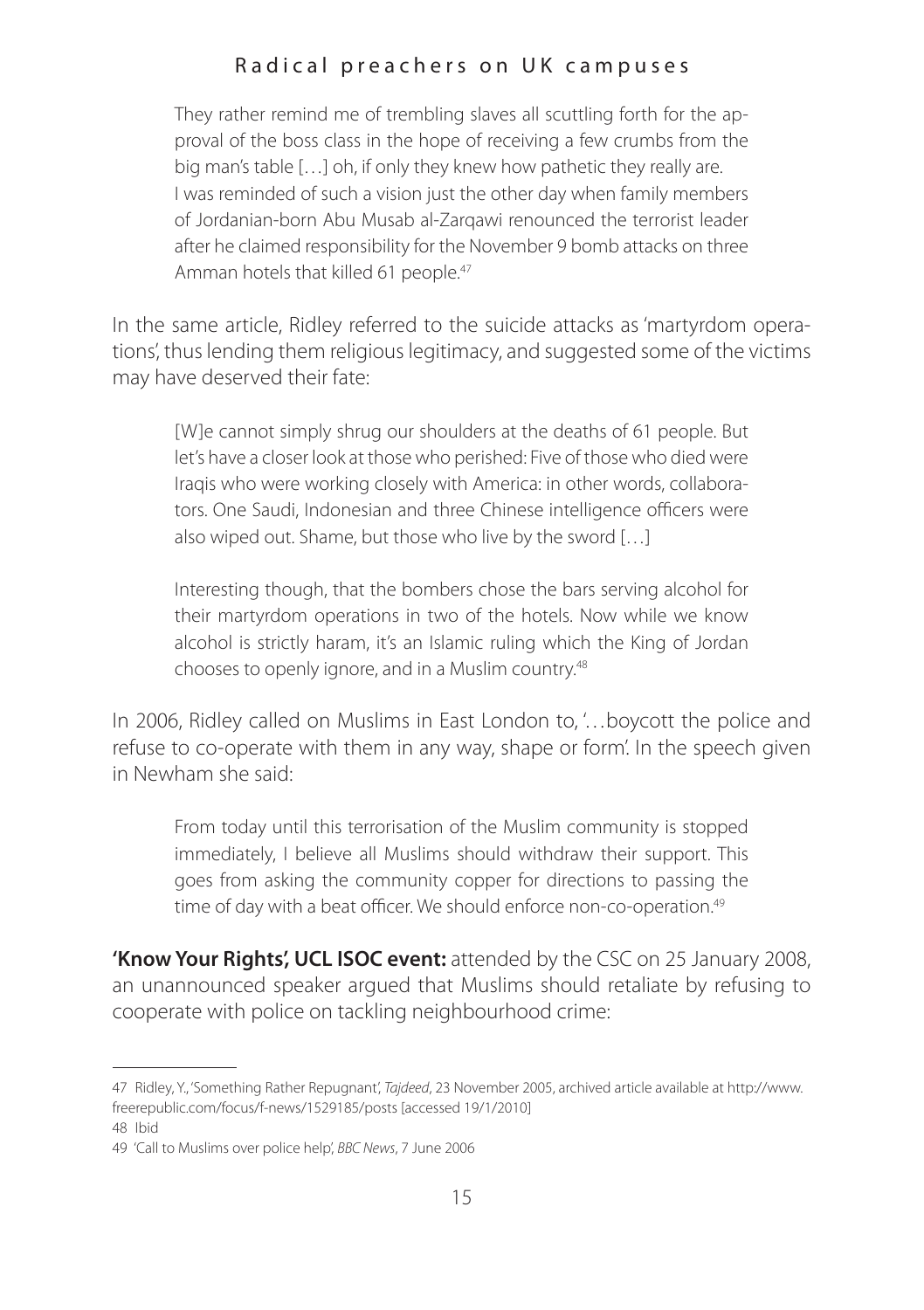> They rather remind me of trembling slaves all scuttling forth for the approval of the boss class in the hope of receiving a few crumbs from the big man's table […] oh, if only they knew how pathetic they really are.
> I was reminded of such a vision just the other day when family members of Jordanian-born Abu Musab al-Zarqawi renounced the terrorist leader after he claimed responsibility for the November 9 bomb attacks on three Amman hotels that killed 61 people.[47]

In the same article, Ridley referred to the suicide attacks as 'martyrdom operations', thus lending them religious legitimacy, and suggested some of the victims may have deserved their fate:

> [W]e cannot simply shrug our shoulders at the deaths of 61 people. But let's have a closer look at those who perished: Five of those who died were Iraqis who were working closely with America: in other words, collaborators. One Saudi, Indonesian and three Chinese intelligence officers were also wiped out. Shame, but those who live by the sword […]
>
> Interesting though, that the bombers chose the bars serving alcohol for their martyrdom operations in two of the hotels. Now while we know alcohol is strictly haram, it's an Islamic ruling which the King of Jordan chooses to openly ignore, and in a Muslim country.[48]

In 2006, Ridley called on Muslims in East London to, '…boycott the police and refuse to co-operate with them in any way, shape or form'. In the speech given in Newham she said:

> From today until this terrorisation of the Muslim community is stopped immediately, I believe all Muslims should withdraw their support. This goes from asking the community copper for directions to passing the time of day with a beat officer. We should enforce non-co-operation.[49]

**'Know Your Rights', UCL ISOC event:** attended by the CSC on 25 January 2008, an unannounced speaker argued that Muslims should retaliate by refusing to cooperate with police on tackling neighbourhood crime:

---

47 Ridley, Y., 'Something Rather Repugnant', *Tajdeed*, 23 November 2005, archived article available at http://www.freerepublic.com/focus/f-news/1529185/posts [accessed 19/1/2010]

48 Ibid

49 'Call to Muslims over police help', *BBC News*, 7 June 2006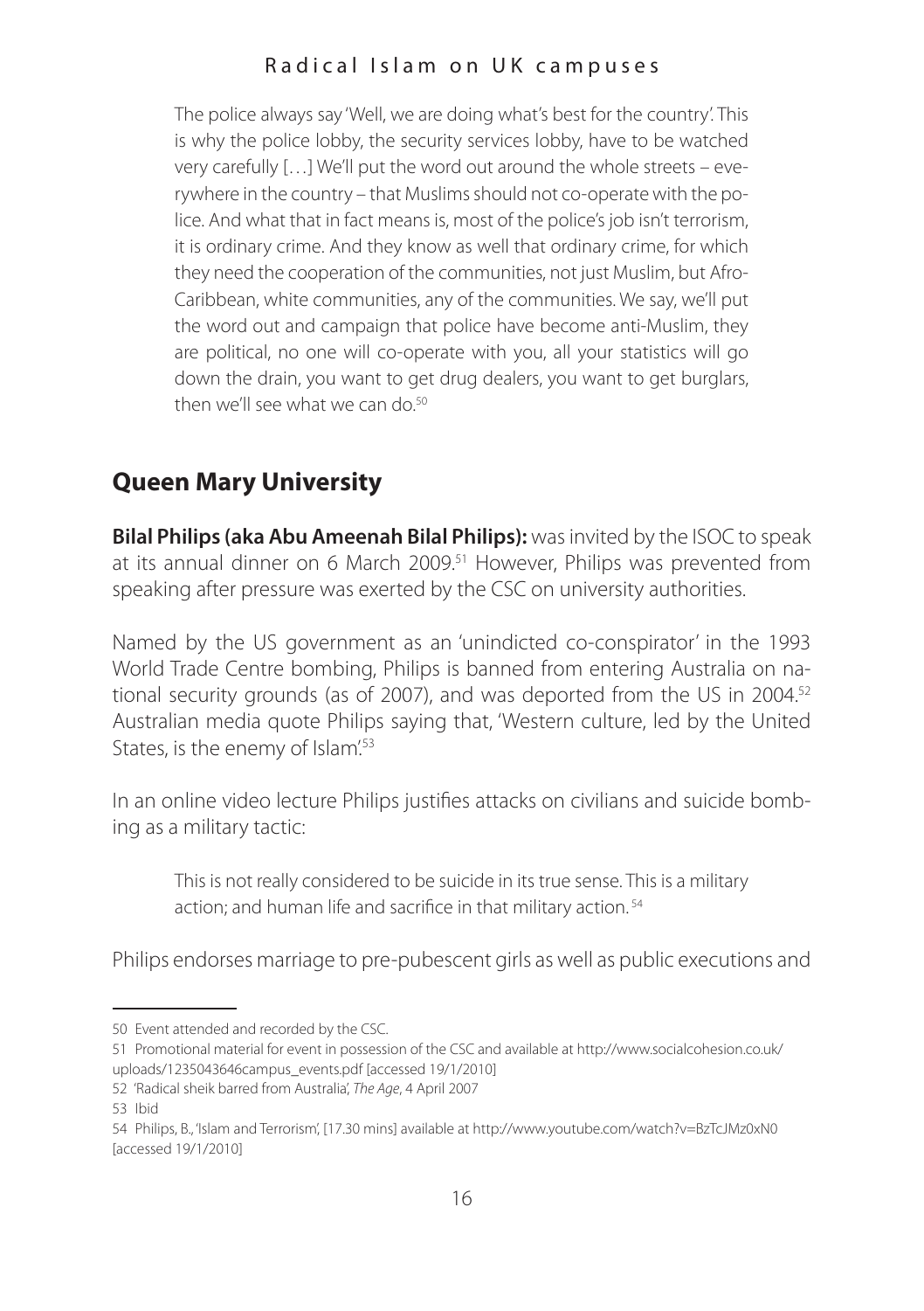> The police always say 'Well, we are doing what's best for the country'. This is why the police lobby, the security services lobby, have to be watched very carefully […] We'll put the word out around the whole streets – everywhere in the country – that Muslims should not co-operate with the police. And what that in fact means is, most of the police's job isn't terrorism, it is ordinary crime. And they know as well that ordinary crime, for which they need the cooperation of the communities, not just Muslim, but Afro-Caribbean, white communities, any of the communities. We say, we'll put the word out and campaign that police have become anti-Muslim, they are political, no one will co-operate with you, all your statistics will go down the drain, you want to get drug dealers, you want to get burglars, then we'll see what we can do.[50]

## Queen Mary University

**Bilal Philips (aka Abu Ameenah Bilal Philips):** was invited by the ISOC to speak at its annual dinner on 6 March 2009.[51] However, Philips was prevented from speaking after pressure was exerted by the CSC on university authorities.

Named by the US government as an 'unindicted co-conspirator' in the 1993 World Trade Centre bombing, Philips is banned from entering Australia on national security grounds (as of 2007), and was deported from the US in 2004.[52] Australian media quote Philips saying that, 'Western culture, led by the United States, is the enemy of Islam'.[53]

In an online video lecture Philips justifies attacks on civilians and suicide bombing as a military tactic:

> This is not really considered to be suicide in its true sense. This is a military action; and human life and sacrifice in that military action.[54]

Philips endorses marriage to pre-pubescent girls as well as public executions and

---

50 Event attended and recorded by the CSC.

51 Promotional material for event in possession of the CSC and available at http://www.socialcohesion.co.uk/uploads/1235043646campus_events.pdf [accessed 19/1/2010]

52 'Radical sheik barred from Australia', *The Age*, 4 April 2007

53 Ibid

54 Philips, B., 'Islam and Terrorism', [17.30 mins] available at http://www.youtube.com/watch?v=BzTcJMz0xN0 [accessed 19/1/2010]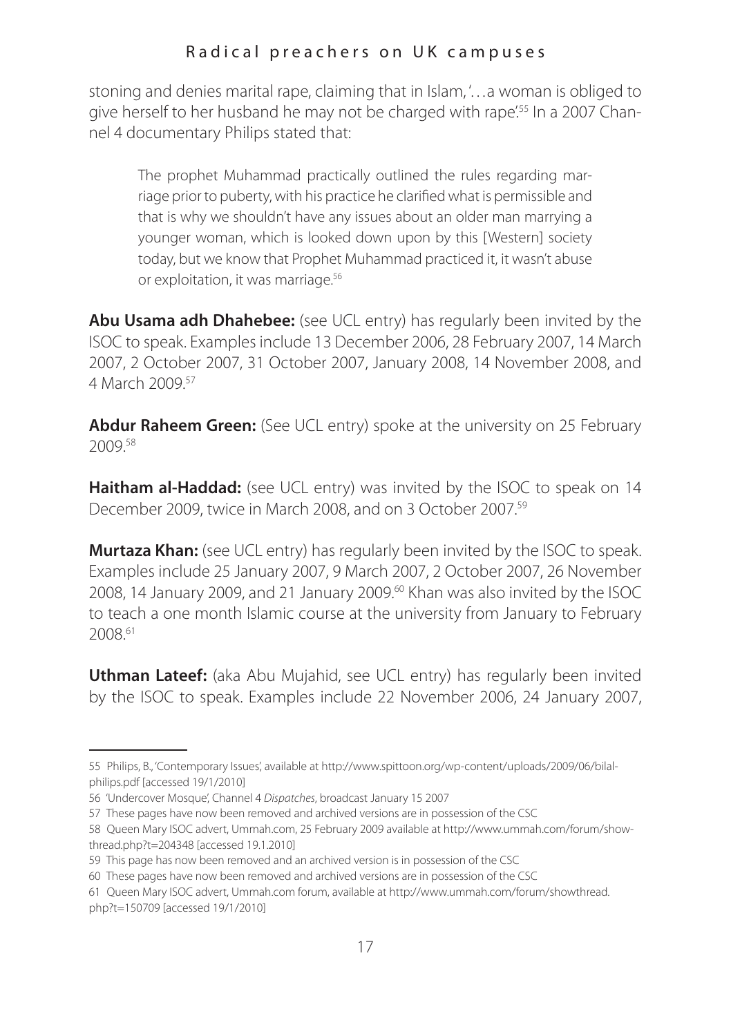stoning and denies marital rape, claiming that in Islam, '…a woman is obliged to give herself to her husband he may not be charged with rape'.[55] In a 2007 Channel 4 documentary Philips stated that:

> The prophet Muhammad practically outlined the rules regarding marriage prior to puberty, with his practice he clarified what is permissible and that is why we shouldn't have any issues about an older man marrying a younger woman, which is looked down upon by this [Western] society today, but we know that Prophet Muhammad practiced it, it wasn't abuse or exploitation, it was marriage.[56]

**Abu Usama adh Dhahebee:** (see UCL entry) has regularly been invited by the ISOC to speak. Examples include 13 December 2006, 28 February 2007, 14 March 2007, 2 October 2007, 31 October 2007, January 2008, 14 November 2008, and 4 March 2009.[57]

**Abdur Raheem Green:** (See UCL entry) spoke at the university on 25 February 2009.[58]

**Haitham al-Haddad:** (see UCL entry) was invited by the ISOC to speak on 14 December 2009, twice in March 2008, and on 3 October 2007.[59]

**Murtaza Khan:** (see UCL entry) has regularly been invited by the ISOC to speak. Examples include 25 January 2007, 9 March 2007, 2 October 2007, 26 November 2008, 14 January 2009, and 21 January 2009.[60] Khan was also invited by the ISOC to teach a one month Islamic course at the university from January to February 2008.[61]

**Uthman Lateef:** (aka Abu Mujahid, see UCL entry) has regularly been invited by the ISOC to speak. Examples include 22 November 2006, 24 January 2007,

---

55 Philips, B., 'Contemporary Issues', available at http://www.spittoon.org/wp-content/uploads/2009/06/bilal-philips.pdf [accessed 19/1/2010]

56 'Undercover Mosque', Channel 4 *Dispatches*, broadcast January 15 2007

57 These pages have now been removed and archived versions are in possession of the CSC

58 Queen Mary ISOC advert, Ummah.com, 25 February 2009 available at http://www.ummah.com/forum/showthread.php?t=204348 [accessed 19.1.2010]

59 This page has now been removed and an archived version is in possession of the CSC

60 These pages have now been removed and archived versions are in possession of the CSC

61 Queen Mary ISOC advert, Ummah.com forum, available at http://www.ummah.com/forum/showthread.php?t=150709 [accessed 19/1/2010]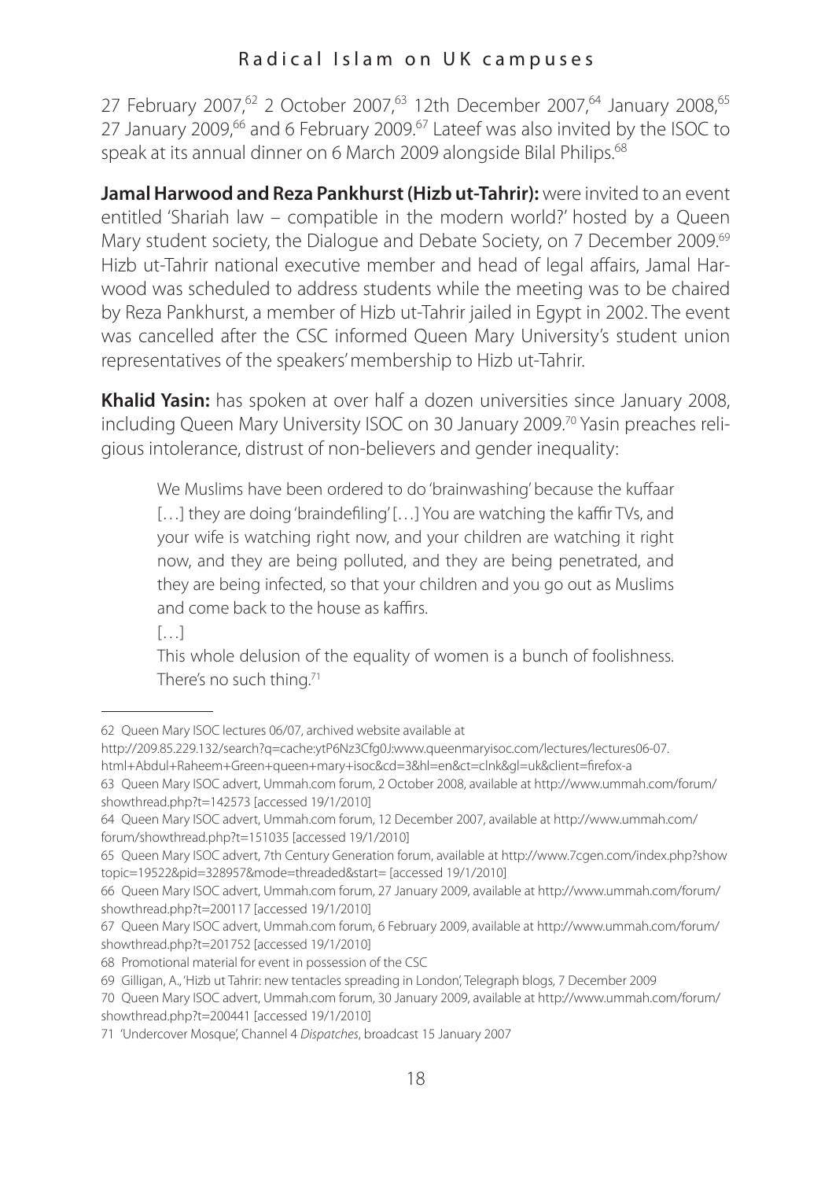27 February 2007,[62] 2 October 2007,[63] 12th December 2007,[64] January 2008,[65] 27 January 2009,[66] and 6 February 2009.[67] Lateef was also invited by the ISOC to speak at its annual dinner on 6 March 2009 alongside Bilal Philips.[68]

**Jamal Harwood and Reza Pankhurst (Hizb ut-Tahrir):** were invited to an event entitled 'Shariah law – compatible in the modern world?' hosted by a Queen Mary student society, the Dialogue and Debate Society, on 7 December 2009.[69] Hizb ut-Tahrir national executive member and head of legal affairs, Jamal Harwood was scheduled to address students while the meeting was to be chaired by Reza Pankhurst, a member of Hizb ut-Tahrir jailed in Egypt in 2002. The event was cancelled after the CSC informed Queen Mary University's student union representatives of the speakers' membership to Hizb ut-Tahrir.

**Khalid Yasin:** has spoken at over half a dozen universities since January 2008, including Queen Mary University ISOC on 30 January 2009.[70] Yasin preaches religious intolerance, distrust of non-believers and gender inequality:

> We Muslims have been ordered to do 'brainwashing' because the kuffaar […] they are doing 'braindefiling' […] You are watching the kaffir TVs, and your wife is watching right now, and your children are watching it right now, and they are being polluted, and they are being penetrated, and they are being infected, so that your children and you go out as Muslims and come back to the house as kaffirs.
>
> […]
>
> This whole delusion of the equality of women is a bunch of foolishness. There's no such thing.[71]

---

62 Queen Mary ISOC lectures 06/07, archived website available at http://209.85.229.132/search?q=cache:ytP6Nz3Cfg0J:www.queenmaryisoc.com/lectures/lectures06-07.html+Abdul+Raheem+Green+queen+mary+isoc&cd=3&hl=en&ct=clnk&gl=uk&client=firefox-a

63 Queen Mary ISOC advert, Ummah.com forum, 2 October 2008, available at http://www.ummah.com/forum/showthread.php?t=142573 [accessed 19/1/2010]

64 Queen Mary ISOC advert, Ummah.com forum, 12 December 2007, available at http://www.ummah.com/forum/showthread.php?t=151035 [accessed 19/1/2010]

65 Queen Mary ISOC advert, 7th Century Generation forum, available at http://www.7cgen.com/index.php?showtopic=19522&pid=328957&mode=threaded&start= [accessed 19/1/2010]

66 Queen Mary ISOC advert, Ummah.com forum, 27 January 2009, available at http://www.ummah.com/forum/showthread.php?t=200117 [accessed 19/1/2010]

67 Queen Mary ISOC advert, Ummah.com forum, 6 February 2009, available at http://www.ummah.com/forum/showthread.php?t=201752 [accessed 19/1/2010]

68 Promotional material for event in possession of the CSC

69 Gilligan, A., 'Hizb ut Tahrir: new tentacles spreading in London', Telegraph blogs, 7 December 2009

70 Queen Mary ISOC advert, Ummah.com forum, 30 January 2009, available at http://www.ummah.com/forum/showthread.php?t=200441 [accessed 19/1/2010]

71 'Undercover Mosque', Channel 4 *Dispatches*, broadcast 15 January 2007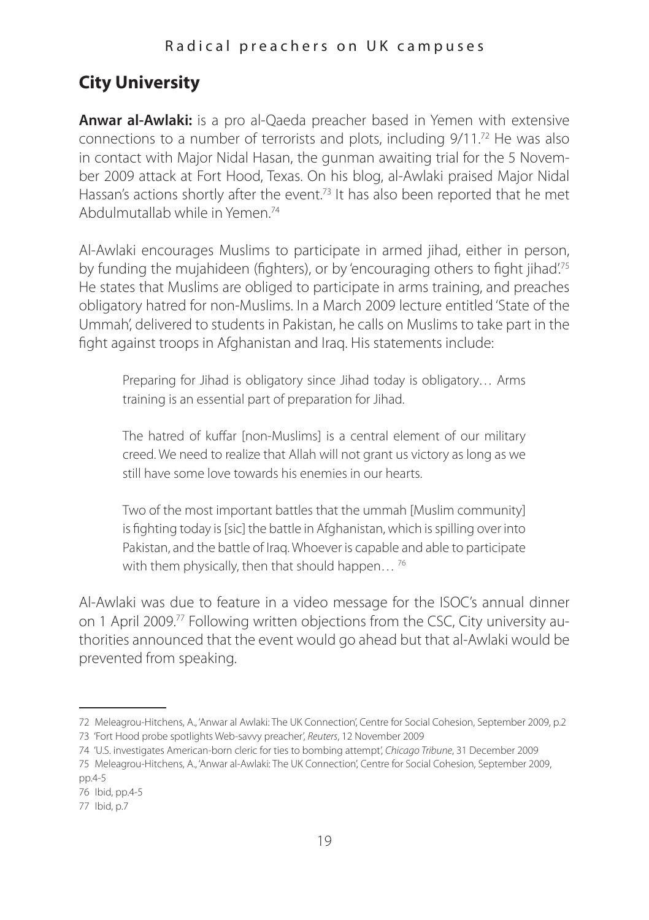## City University

**Anwar al-Awlaki:** is a pro al-Qaeda preacher based in Yemen with extensive connections to a number of terrorists and plots, including 9/11.[72] He was also in contact with Major Nidal Hasan, the gunman awaiting trial for the 5 November 2009 attack at Fort Hood, Texas. On his blog, al-Awlaki praised Major Nidal Hassan's actions shortly after the event.[73] It has also been reported that he met Abdulmutallab while in Yemen.[74]

Al-Awlaki encourages Muslims to participate in armed jihad, either in person, by funding the mujahideen (fighters), or by 'encouraging others to fight jihad'.[75] He states that Muslims are obliged to participate in arms training, and preaches obligatory hatred for non-Muslims. In a March 2009 lecture entitled 'State of the Ummah', delivered to students in Pakistan, he calls on Muslims to take part in the fight against troops in Afghanistan and Iraq. His statements include:

> Preparing for Jihad is obligatory since Jihad today is obligatory… Arms training is an essential part of preparation for Jihad.
>
> The hatred of kuffar [non-Muslims] is a central element of our military creed. We need to realize that Allah will not grant us victory as long as we still have some love towards his enemies in our hearts.
>
> Two of the most important battles that the ummah [Muslim community] is fighting today is [sic] the battle in Afghanistan, which is spilling over into Pakistan, and the battle of Iraq. Whoever is capable and able to participate with them physically, then that should happen…[76]

Al-Awlaki was due to feature in a video message for the ISOC's annual dinner on 1 April 2009.[77] Following written objections from the CSC, City university authorities announced that the event would go ahead but that al-Awlaki would be prevented from speaking.

---

72 Meleagrou-Hitchens, A., 'Anwar al Awlaki: The UK Connection', Centre for Social Cohesion, September 2009, p.2

73 'Fort Hood probe spotlights Web-savvy preacher', *Reuters*, 12 November 2009

74 'U.S. investigates American-born cleric for ties to bombing attempt', *Chicago Tribune*, 31 December 2009

75 Meleagrou-Hitchens, A., 'Anwar al-Awlaki: The UK Connection', Centre for Social Cohesion, September 2009, pp.4-5

76 Ibid, pp.4-5

77 Ibid, p.7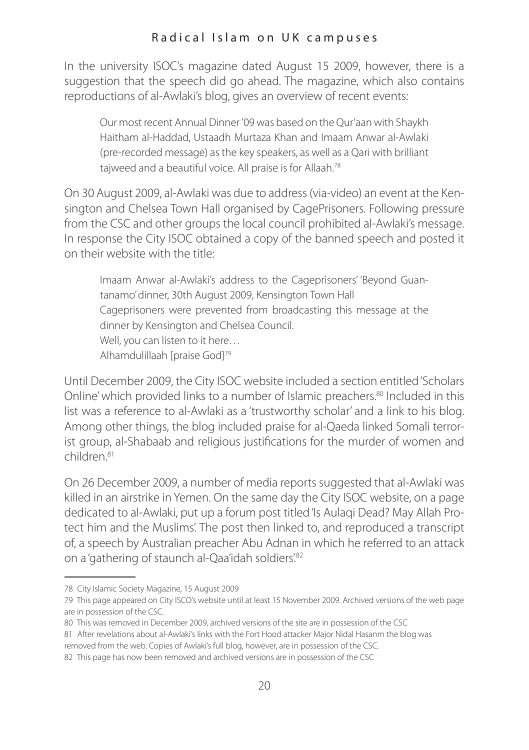In the university ISOC's magazine dated August 15 2009, however, there is a suggestion that the speech did go ahead. The magazine, which also contains reproductions of al-Awlaki's blog, gives an overview of recent events:

> Our most recent Annual Dinner '09 was based on the Qur'aan with Shaykh Haitham al-Haddad, Ustaadh Murtaza Khan and Imaam Anwar al-Awlaki (pre-recorded message) as the key speakers, as well as a Qari with brilliant tajweed and a beautiful voice. All praise is for Allaah.[78]

On 30 August 2009, al-Awlaki was due to address (via-video) an event at the Kensington and Chelsea Town Hall organised by CagePrisoners. Following pressure from the CSC and other groups the local council prohibited al-Awlaki's message. In response the City ISOC obtained a copy of the banned speech and posted it on their website with the title:

> Imaam Anwar al-Awlaki's address to the Cageprisoners' 'Beyond Guantanamo' dinner, 30th August 2009, Kensington Town Hall
> Cageprisoners were prevented from broadcasting this message at the dinner by Kensington and Chelsea Council.
> Well, you can listen to it here…
> Alhamdulillaah [praise God][79]

Until December 2009, the City ISOC website included a section entitled 'Scholars Online' which provided links to a number of Islamic preachers.[80] Included in this list was a reference to al-Awlaki as a 'trustworthy scholar' and a link to his blog. Among other things, the blog included praise for al-Qaeda linked Somali terrorist group, al-Shabaab and religious justifications for the murder of women and children.[81]

On 26 December 2009, a number of media reports suggested that al-Awlaki was killed in an airstrike in Yemen. On the same day the City ISOC website, on a page dedicated to al-Awlaki, put up a forum post titled 'Is Aulaqi Dead? May Allah Protect him and the Muslims'. The post then linked to, and reproduced a transcript of, a speech by Australian preacher Abu Adnan in which he referred to an attack on a 'gathering of staunch al-Qaa'idah soldiers'.[82]

---

78 City Islamic Society Magazine, 15 August 2009

79 This page appeared on City ISCO's website until at least 15 November 2009. Archived versions of the web page are in possession of the CSC.

80 This was removed in December 2009, archived versions of the site are in possession of the CSC

81 After revelations about al-Awlaki's links with the Fort Hood attacker Major Nidal Hasanm the blog was removed from the web. Copies of Awlaki's full blog, however, are in possession of the CSC.

82 This page has now been removed and archived versions are in possession of the CSC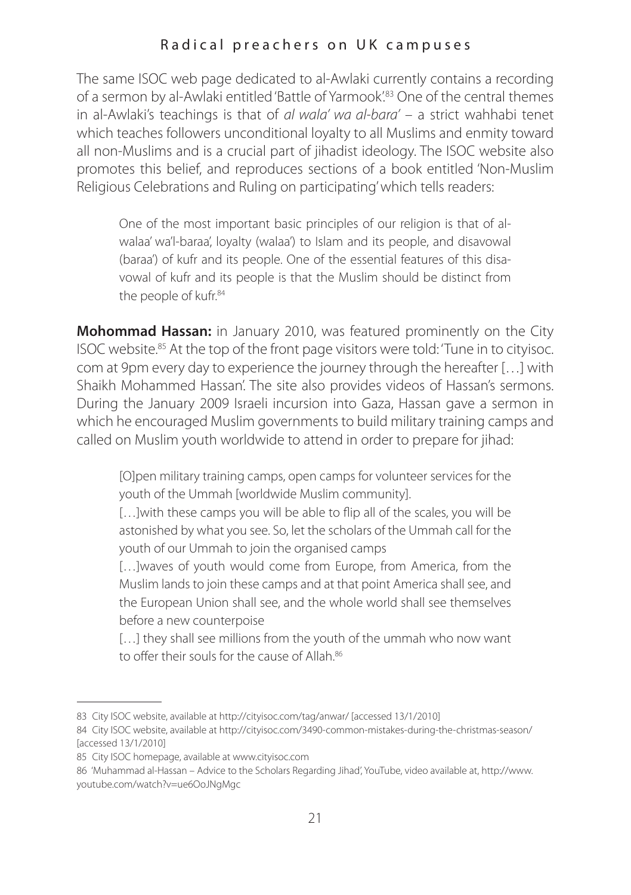The same ISOC web page dedicated to al-Awlaki currently contains a recording of a sermon by al-Awlaki entitled 'Battle of Yarmook'.[83] One of the central themes in al-Awlaki's teachings is that of *al wala' wa al-bara'* – a strict wahhabi tenet which teaches followers unconditional loyalty to all Muslims and enmity toward all non-Muslims and is a crucial part of jihadist ideology. The ISOC website also promotes this belief, and reproduces sections of a book entitled 'Non-Muslim Religious Celebrations and Ruling on participating' which tells readers:

> One of the most important basic principles of our religion is that of al-walaa' wa'l-baraa', loyalty (walaa') to Islam and its people, and disavowal (baraa') of kufr and its people. One of the essential features of this disavowal of kufr and its people is that the Muslim should be distinct from the people of kufr.[84]

**Mohommad Hassan:** in January 2010, was featured prominently on the City ISOC website.[85] At the top of the front page visitors were told: 'Tune in to cityisoc.com at 9pm every day to experience the journey through the hereafter […] with Shaikh Mohammed Hassan'. The site also provides videos of Hassan's sermons. During the January 2009 Israeli incursion into Gaza, Hassan gave a sermon in which he encouraged Muslim governments to build military training camps and called on Muslim youth worldwide to attend in order to prepare for jihad:

> [O]pen military training camps, open camps for volunteer services for the youth of the Ummah [worldwide Muslim community].
>
> […]with these camps you will be able to flip all of the scales, you will be astonished by what you see. So, let the scholars of the Ummah call for the youth of our Ummah to join the organised camps
>
> […]waves of youth would come from Europe, from America, from the Muslim lands to join these camps and at that point America shall see, and the European Union shall see, and the whole world shall see themselves before a new counterpoise
>
> […] they shall see millions from the youth of the ummah who now want to offer their souls for the cause of Allah.[86]

---

83 City ISOC website, available at http://cityisoc.com/tag/anwar/ [accessed 13/1/2010]

84 City ISOC website, available at http://cityisoc.com/3490-common-mistakes-during-the-christmas-season/ [accessed 13/1/2010]

85 City ISOC homepage, available at www.cityisoc.com

86 'Muhammad al-Hassan – Advice to the Scholars Regarding Jihad', YouTube, video available at, http://www.youtube.com/watch?v=ue6OoJNgMgc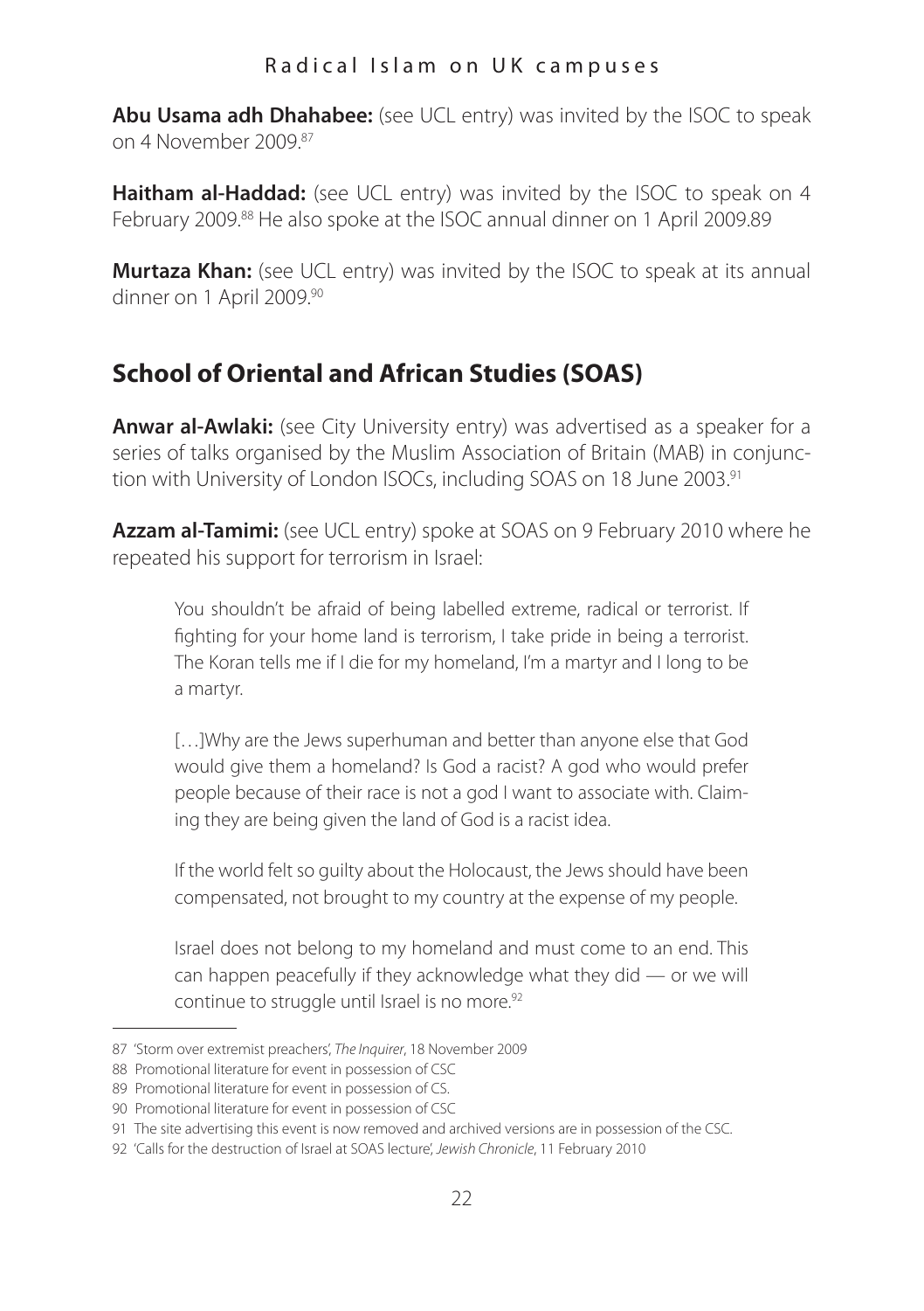**Abu Usama adh Dhahabee:** (see UCL entry) was invited by the ISOC to speak on 4 November 2009.[87]

**Haitham al-Haddad:** (see UCL entry) was invited by the ISOC to speak on 4 February 2009.[88] He also spoke at the ISOC annual dinner on 1 April 2009.89

**Murtaza Khan:** (see UCL entry) was invited by the ISOC to speak at its annual dinner on 1 April 2009.[90]

## School of Oriental and African Studies (SOAS)

**Anwar al-Awlaki:** (see City University entry) was advertised as a speaker for a series of talks organised by the Muslim Association of Britain (MAB) in conjunction with University of London ISOCs, including SOAS on 18 June 2003.[91]

**Azzam al-Tamimi:** (see UCL entry) spoke at SOAS on 9 February 2010 where he repeated his support for terrorism in Israel:

> You shouldn't be afraid of being labelled extreme, radical or terrorist. If fighting for your home land is terrorism, I take pride in being a terrorist. The Koran tells me if I die for my homeland, I'm a martyr and I long to be a martyr.
>
> […]Why are the Jews superhuman and better than anyone else that God would give them a homeland? Is God a racist? A god who would prefer people because of their race is not a god I want to associate with. Claiming they are being given the land of God is a racist idea.
>
> If the world felt so guilty about the Holocaust, the Jews should have been compensated, not brought to my country at the expense of my people.
>
> Israel does not belong to my homeland and must come to an end. This can happen peacefully if they acknowledge what they did — or we will continue to struggle until Israel is no more.[92]

---

87 'Storm over extremist preachers', *The Inquirer*, 18 November 2009

88 Promotional literature for event in possession of CSC

89 Promotional literature for event in possession of CS.

90 Promotional literature for event in possession of CSC

91 The site advertising this event is now removed and archived versions are in possession of the CSC.

92 'Calls for the destruction of Israel at SOAS lecture', *Jewish Chronicle*, 11 February 2010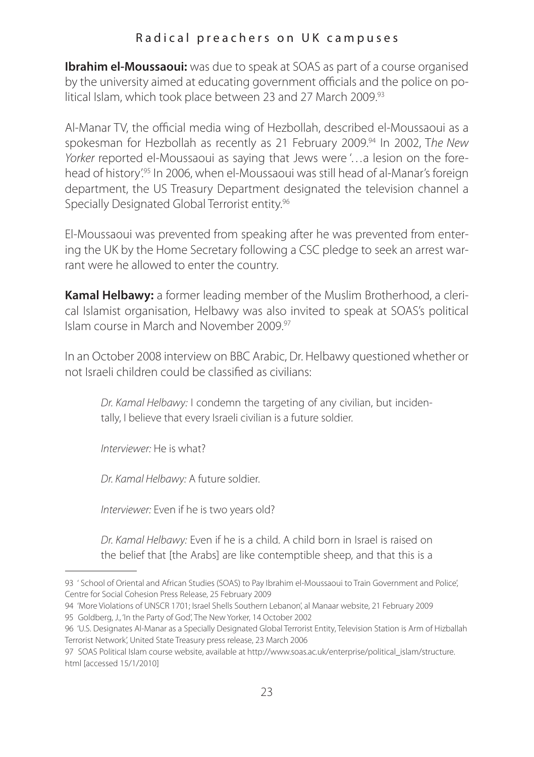**Ibrahim el-Moussaoui:** was due to speak at SOAS as part of a course organised by the university aimed at educating government officials and the police on political Islam, which took place between 23 and 27 March 2009.[93]

Al-Manar TV, the official media wing of Hezbollah, described el-Moussaoui as a spokesman for Hezbollah as recently as 21 February 2009.[94] In 2002, T*he New Yorker* reported el-Moussaoui as saying that Jews were '…a lesion on the forehead of history'.[95] In 2006, when el-Moussaoui was still head of al-Manar's foreign department, the US Treasury Department designated the television channel a Specially Designated Global Terrorist entity.[96]

El-Moussaoui was prevented from speaking after he was prevented from entering the UK by the Home Secretary following a CSC pledge to seek an arrest warrant were he allowed to enter the country.

**Kamal Helbawy:** a former leading member of the Muslim Brotherhood, a clerical Islamist organisation, Helbawy was also invited to speak at SOAS's political Islam course in March and November 2009.[97]

In an October 2008 interview on BBC Arabic, Dr. Helbawy questioned whether or not Israeli children could be classified as civilians:

> *Dr. Kamal Helbawy:* I condemn the targeting of any civilian, but incidentally, I believe that every Israeli civilian is a future soldier.
>
> *Interviewer:* He is what?
>
> *Dr. Kamal Helbawy:* A future soldier.
>
> *Interviewer:* Even if he is two years old?
>
> *Dr. Kamal Helbawy:* Even if he is a child. A child born in Israel is raised on the belief that [the Arabs] are like contemptible sheep, and that this is a

---

93 ' School of Oriental and African Studies (SOAS) to Pay Ibrahim el-Moussaoui to Train Government and Police', Centre for Social Cohesion Press Release, 25 February 2009

94 'More Violations of UNSCR 1701; Israel Shells Southern Lebanon', al Manaar website, 21 February 2009

95 Goldberg, J., 'In the Party of God', The New Yorker, 14 October 2002

96 'U.S. Designates Al-Manar as a Specially Designated Global Terrorist Entity, Television Station is Arm of Hizballah Terrorist Network', United State Treasury press release, 23 March 2006

97 SOAS Political Islam course website, available at http://www.soas.ac.uk/enterprise/political_islam/structure.html [accessed 15/1/2010]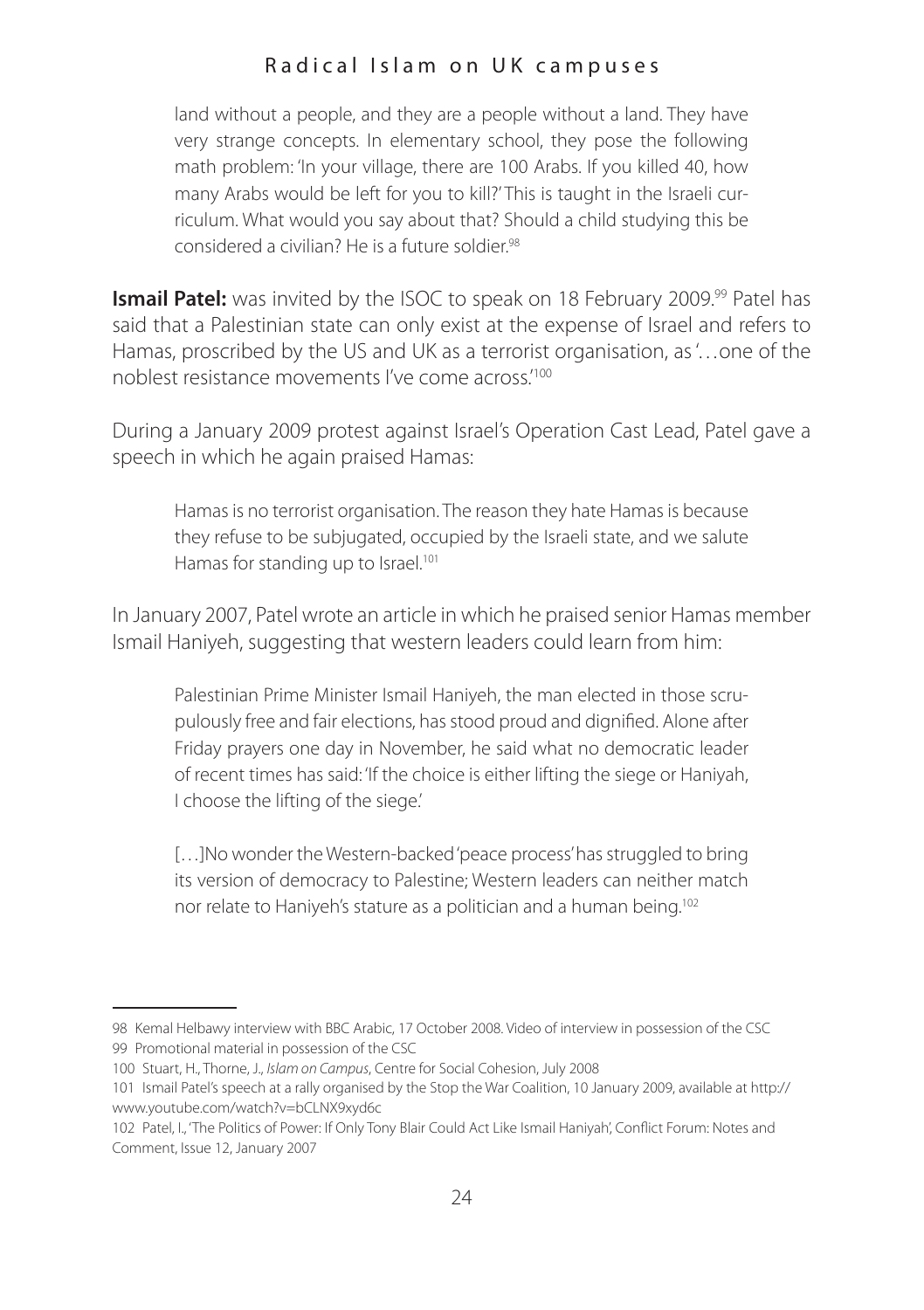> land without a people, and they are a people without a land. They have very strange concepts. In elementary school, they pose the following math problem: 'In your village, there are 100 Arabs. If you killed 40, how many Arabs would be left for you to kill?' This is taught in the Israeli curriculum. What would you say about that? Should a child studying this be considered a civilian? He is a future soldier.[98]

**Ismail Patel:** was invited by the ISOC to speak on 18 February 2009.[99] Patel has said that a Palestinian state can only exist at the expense of Israel and refers to Hamas, proscribed by the US and UK as a terrorist organisation, as '…one of the noblest resistance movements I've come across.'[100]

During a January 2009 protest against Israel's Operation Cast Lead, Patel gave a speech in which he again praised Hamas:

> Hamas is no terrorist organisation. The reason they hate Hamas is because they refuse to be subjugated, occupied by the Israeli state, and we salute Hamas for standing up to Israel.[101]

In January 2007, Patel wrote an article in which he praised senior Hamas member Ismail Haniyeh, suggesting that western leaders could learn from him:

> Palestinian Prime Minister Ismail Haniyeh, the man elected in those scrupulously free and fair elections, has stood proud and dignified. Alone after Friday prayers one day in November, he said what no democratic leader of recent times has said: 'If the choice is either lifting the siege or Haniyah, I choose the lifting of the siege.'
>
> […]No wonder the Western-backed 'peace process' has struggled to bring its version of democracy to Palestine; Western leaders can neither match nor relate to Haniyeh's stature as a politician and a human being.[102]

---

98 Kemal Helbawy interview with BBC Arabic, 17 October 2008. Video of interview in possession of the CSC

99 Promotional material in possession of the CSC

100 Stuart, H., Thorne, J., *Islam on Campus*, Centre for Social Cohesion, July 2008

101 Ismail Patel's speech at a rally organised by the Stop the War Coalition, 10 January 2009, available at http://www.youtube.com/watch?v=bCLNX9xyd6c

102 Patel, I., 'The Politics of Power: If Only Tony Blair Could Act Like Ismail Haniyah', Conflict Forum: Notes and Comment, Issue 12, January 2007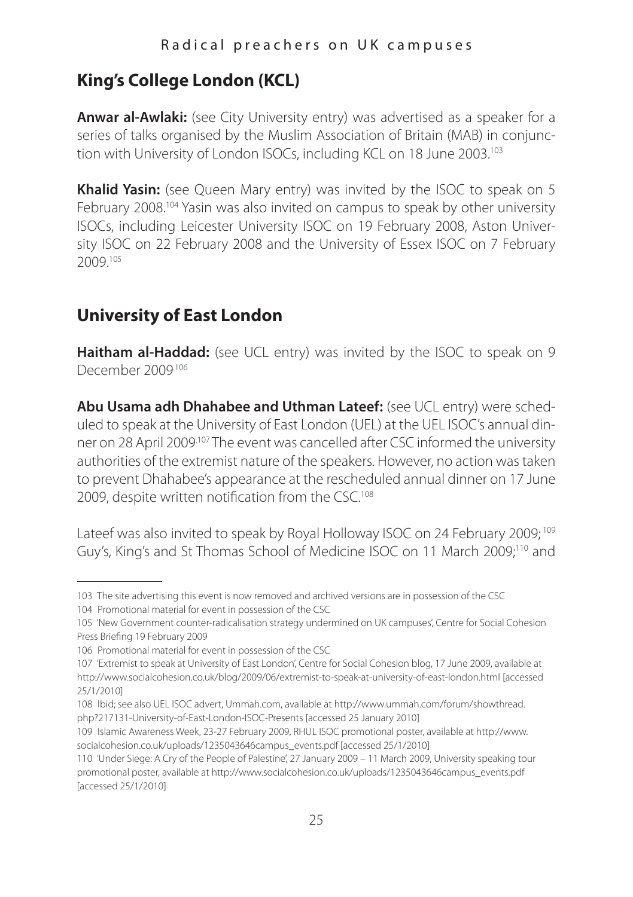## King's College London (KCL)

**Anwar al-Awlaki:** (see City University entry) was advertised as a speaker for a series of talks organised by the Muslim Association of Britain (MAB) in conjunction with University of London ISOCs, including KCL on 18 June 2003.[103]

**Khalid Yasin:** (see Queen Mary entry) was invited by the ISOC to speak on 5 February 2008.[104] Yasin was also invited on campus to speak by other university ISOCs, including Leicester University ISOC on 19 February 2008, Aston University ISOC on 22 February 2008 and the University of Essex ISOC on 7 February 2009.[105]

## University of East London

**Haitham al-Haddad:** (see UCL entry) was invited by the ISOC to speak on 9 December 2009.[106]

**Abu Usama adh Dhahabee and Uthman Lateef:** (see UCL entry) were scheduled to speak at the University of East London (UEL) at the UEL ISOC's annual dinner on 28 April 2009.[107] The event was cancelled after CSC informed the university authorities of the extremist nature of the speakers. However, no action was taken to prevent Dhahabee's appearance at the rescheduled annual dinner on 17 June 2009, despite written notification from the CSC.[108]

Lateef was also invited to speak by Royal Holloway ISOC on 24 February 2009;[109] Guy's, King's and St Thomas School of Medicine ISOC on 11 March 2009;[110] and

---

103 The site advertising this event is now removed and archived versions are in possession of the CSC

104 Promotional material for event in possession of the CSC

105 'New Government counter-radicalisation strategy undermined on UK campuses', Centre for Social Cohesion Press Briefing 19 February 2009

106 Promotional material for event in possession of the CSC

107 'Extremist to speak at University of East London', Centre for Social Cohesion blog, 17 June 2009, available at http://www.socialcohesion.co.uk/blog/2009/06/extremist-to-speak-at-university-of-east-london.html [accessed 25/1/2010]

108 Ibid; see also UEL ISOC advert, Ummah.com, available at http://www.ummah.com/forum/showthread.php?217131-University-of-East-London-ISOC-Presents [accessed 25 January 2010]

109 Islamic Awareness Week, 23-27 February 2009, RHUL ISOC promotional poster, available at http://www.socialcohesion.co.uk/uploads/1235043646campus_events.pdf [accessed 25/1/2010]

110 'Under Siege: A Cry of the People of Palestine', 27 January 2009 – 11 March 2009, University speaking tour promotional poster, available at http://www.socialcohesion.co.uk/uploads/1235043646campus_events.pdf [accessed 25/1/2010]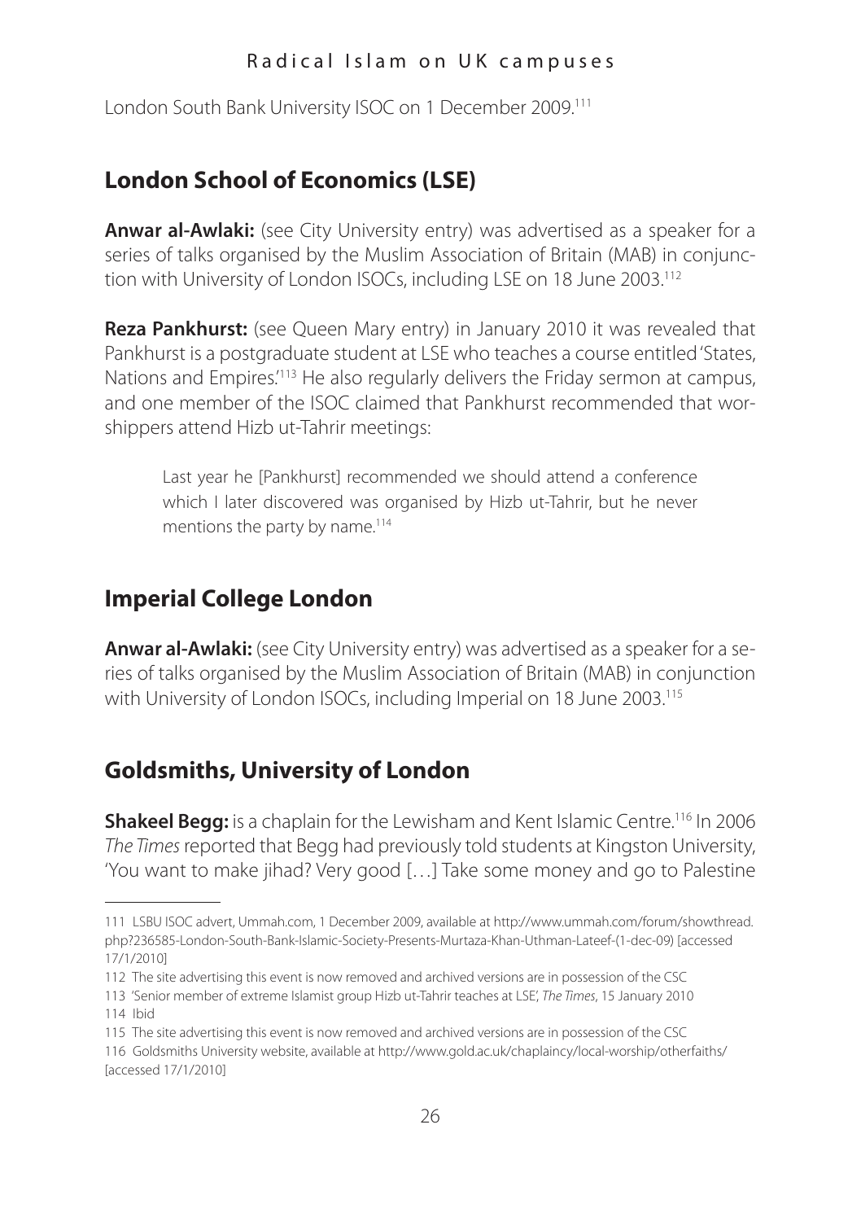London South Bank University ISOC on 1 December 2009.[111]

## London School of Economics (LSE)

**Anwar al-Awlaki:** (see City University entry) was advertised as a speaker for a series of talks organised by the Muslim Association of Britain (MAB) in conjunction with University of London ISOCs, including LSE on 18 June 2003.[112]

**Reza Pankhurst:** (see Queen Mary entry) in January 2010 it was revealed that Pankhurst is a postgraduate student at LSE who teaches a course entitled 'States, Nations and Empires.'[113] He also regularly delivers the Friday sermon at campus, and one member of the ISOC claimed that Pankhurst recommended that worshippers attend Hizb ut-Tahrir meetings:

> Last year he [Pankhurst] recommended we should attend a conference which I later discovered was organised by Hizb ut-Tahrir, but he never mentions the party by name.[114]

## Imperial College London

**Anwar al-Awlaki:** (see City University entry) was advertised as a speaker for a series of talks organised by the Muslim Association of Britain (MAB) in conjunction with University of London ISOCs, including Imperial on 18 June 2003.[115]

## Goldsmiths, University of London

**Shakeel Begg:** is a chaplain for the Lewisham and Kent Islamic Centre.[116] In 2006 *The Times* reported that Begg had previously told students at Kingston University, 'You want to make jihad? Very good […] Take some money and go to Palestine

---

111 LSBU ISOC advert, Ummah.com, 1 December 2009, available at http://www.ummah.com/forum/showthread.php?236585-London-South-Bank-Islamic-Society-Presents-Murtaza-Khan-Uthman-Lateef-(1-dec-09) [accessed 17/1/2010]

112 The site advertising this event is now removed and archived versions are in possession of the CSC

113 'Senior member of extreme Islamist group Hizb ut-Tahrir teaches at LSE', *The Times*, 15 January 2010

114 Ibid

115 The site advertising this event is now removed and archived versions are in possession of the CSC

116 Goldsmiths University website, available at http://www.gold.ac.uk/chaplaincy/local-worship/otherfaiths/ [accessed 17/1/2010]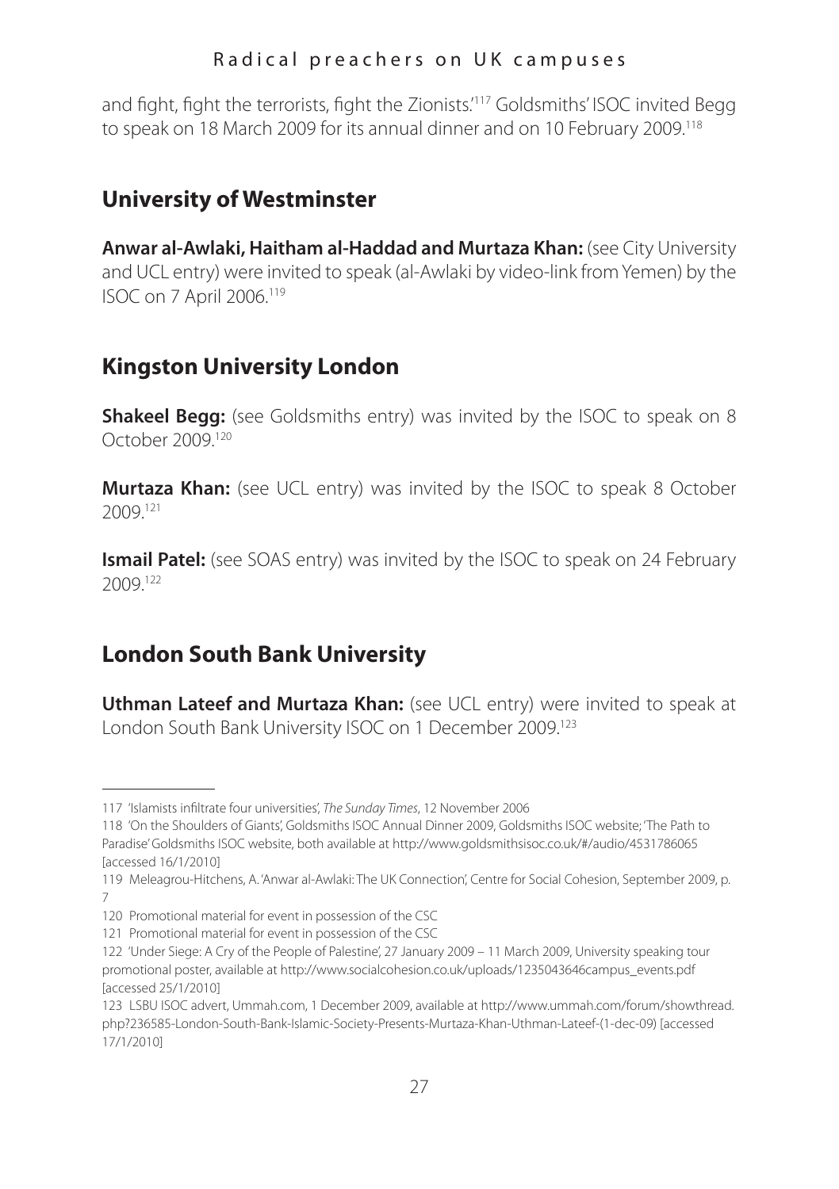and fight, fight the terrorists, fight the Zionists.'[117] Goldsmiths' ISOC invited Begg to speak on 18 March 2009 for its annual dinner and on 10 February 2009.[118]

## University of Westminster

**Anwar al-Awlaki, Haitham al-Haddad and Murtaza Khan:** (see City University and UCL entry) were invited to speak (al-Awlaki by video-link from Yemen) by the ISOC on 7 April 2006.[119]

## Kingston University London

**Shakeel Begg:** (see Goldsmiths entry) was invited by the ISOC to speak on 8 October 2009.[120]

**Murtaza Khan:** (see UCL entry) was invited by the ISOC to speak 8 October 2009.[121]

**Ismail Patel:** (see SOAS entry) was invited by the ISOC to speak on 24 February 2009.[122]

## London South Bank University

**Uthman Lateef and Murtaza Khan:** (see UCL entry) were invited to speak at London South Bank University ISOC on 1 December 2009.[123]

---

117 'Islamists infiltrate four universities', *The Sunday Times*, 12 November 2006

118 'On the Shoulders of Giants', Goldsmiths ISOC Annual Dinner 2009, Goldsmiths ISOC website; 'The Path to Paradise' Goldsmiths ISOC website, both available at http://www.goldsmithsisoc.co.uk/#/audio/4531786065 [accessed 16/1/2010]

119 Meleagrou-Hitchens, A. 'Anwar al-Awlaki: The UK Connection', Centre for Social Cohesion, September 2009, p. 7

120 Promotional material for event in possession of the CSC

121 Promotional material for event in possession of the CSC

122 'Under Siege: A Cry of the People of Palestine', 27 January 2009 – 11 March 2009, University speaking tour promotional poster, available at http://www.socialcohesion.co.uk/uploads/1235043646campus_events.pdf [accessed 25/1/2010]

123 LSBU ISOC advert, Ummah.com, 1 December 2009, available at http://www.ummah.com/forum/showthread.php?236585-London-South-Bank-Islamic-Society-Presents-Murtaza-Khan-Uthman-Lateef-(1-dec-09) [accessed 17/1/2010]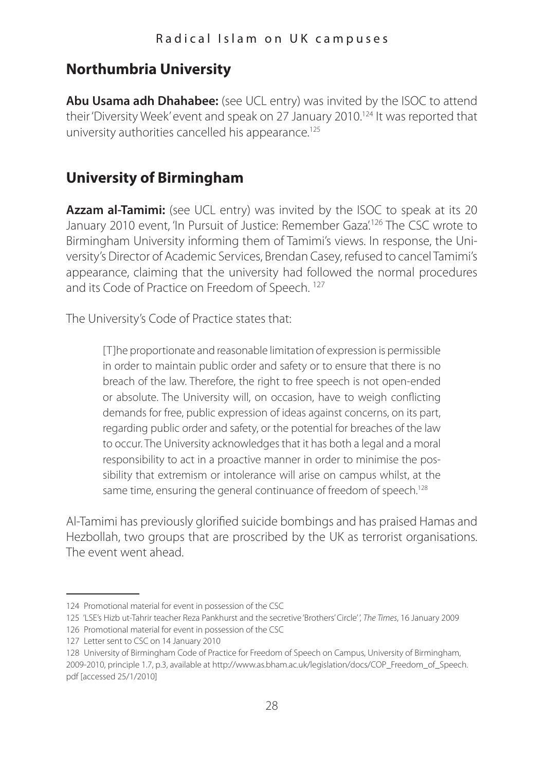## Northumbria University

**Abu Usama adh Dhahabee:** (see UCL entry) was invited by the ISOC to attend their 'Diversity Week' event and speak on 27 January 2010.[124] It was reported that university authorities cancelled his appearance.[125]

## University of Birmingham

**Azzam al-Tamimi:** (see UCL entry) was invited by the ISOC to speak at its 20 January 2010 event, 'In Pursuit of Justice: Remember Gaza'.[126] The CSC wrote to Birmingham University informing them of Tamimi's views. In response, the University's Director of Academic Services, Brendan Casey, refused to cancel Tamimi's appearance, claiming that the university had followed the normal procedures and its Code of Practice on Freedom of Speech.[127]

The University's Code of Practice states that:

> [T]he proportionate and reasonable limitation of expression is permissible in order to maintain public order and safety or to ensure that there is no breach of the law. Therefore, the right to free speech is not open-ended or absolute. The University will, on occasion, have to weigh conflicting demands for free, public expression of ideas against concerns, on its part, regarding public order and safety, or the potential for breaches of the law to occur. The University acknowledges that it has both a legal and a moral responsibility to act in a proactive manner in order to minimise the possibility that extremism or intolerance will arise on campus whilst, at the same time, ensuring the general continuance of freedom of speech.[128]

Al-Tamimi has previously glorified suicide bombings and has praised Hamas and Hezbollah, two groups that are proscribed by the UK as terrorist organisations. The event went ahead.

---

124 Promotional material for event in possession of the CSC

125 'LSE's Hizb ut-Tahrir teacher Reza Pankhurst and the secretive 'Brothers' Circle' ', *The Times*, 16 January 2009

126 Promotional material for event in possession of the CSC

127 Letter sent to CSC on 14 January 2010

128 University of Birmingham Code of Practice for Freedom of Speech on Campus, University of Birmingham, 2009-2010, principle 1.7, p.3, available at http://www.as.bham.ac.uk/legislation/docs/COP_Freedom_of_Speech.pdf [accessed 25/1/2010]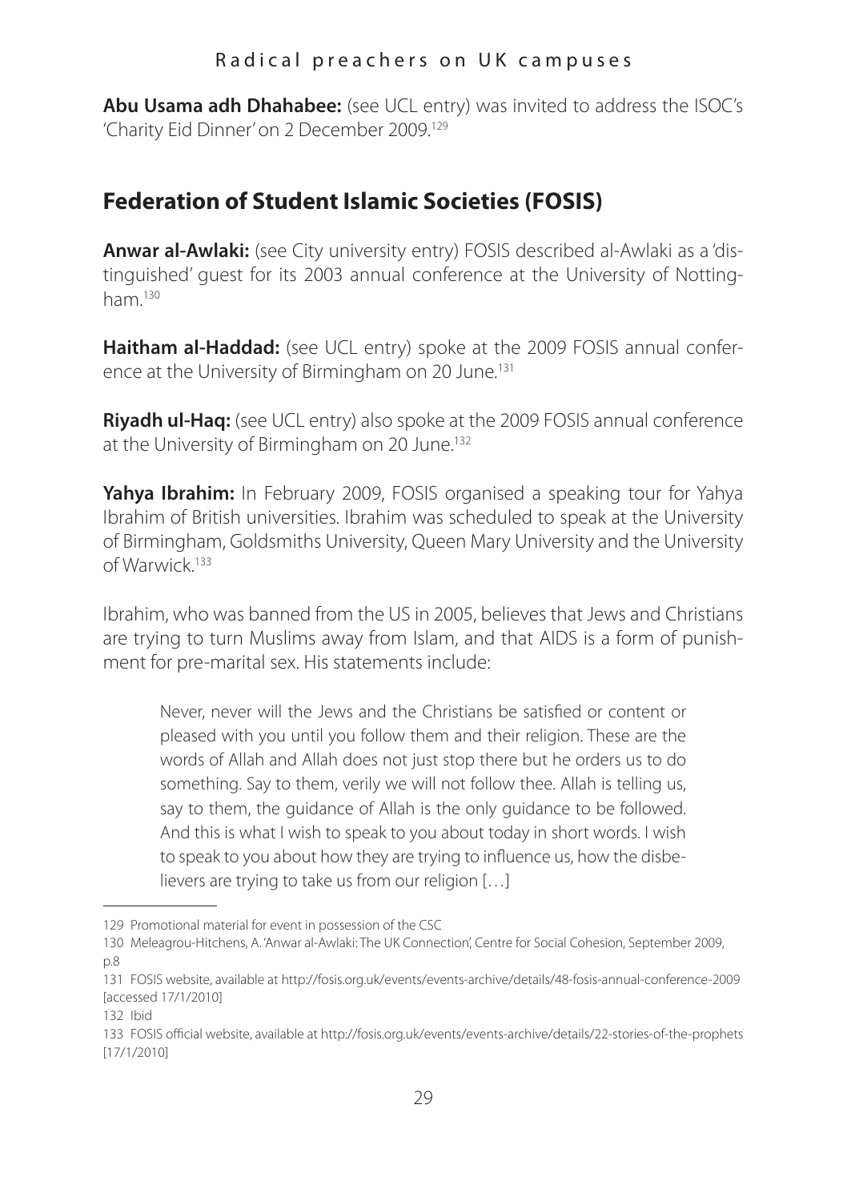**Abu Usama adh Dhahabee:** (see UCL entry) was invited to address the ISOC's 'Charity Eid Dinner' on 2 December 2009.[129]

## Federation of Student Islamic Societies (FOSIS)

**Anwar al-Awlaki:** (see City university entry) FOSIS described al-Awlaki as a 'distinguished' guest for its 2003 annual conference at the University of Nottingham.[130]

**Haitham al-Haddad:** (see UCL entry) spoke at the 2009 FOSIS annual conference at the University of Birmingham on 20 June.[131]

**Riyadh ul-Haq:** (see UCL entry) also spoke at the 2009 FOSIS annual conference at the University of Birmingham on 20 June.[132]

**Yahya Ibrahim:** In February 2009, FOSIS organised a speaking tour for Yahya Ibrahim of British universities. Ibrahim was scheduled to speak at the University of Birmingham, Goldsmiths University, Queen Mary University and the University of Warwick.[133]

Ibrahim, who was banned from the US in 2005, believes that Jews and Christians are trying to turn Muslims away from Islam, and that AIDS is a form of punishment for pre-marital sex. His statements include:

> Never, never will the Jews and the Christians be satisfied or content or pleased with you until you follow them and their religion. These are the words of Allah and Allah does not just stop there but he orders us to do something. Say to them, verily we will not follow thee. Allah is telling us, say to them, the guidance of Allah is the only guidance to be followed. And this is what I wish to speak to you about today in short words. I wish to speak to you about how they are trying to influence us, how the disbelievers are trying to take us from our religion […]

---

129 Promotional material for event in possession of the CSC

130 Meleagrou-Hitchens, A. 'Anwar al-Awlaki: The UK Connection', Centre for Social Cohesion, September 2009, p.8

131 FOSIS website, available at http://fosis.org.uk/events/events-archive/details/48-fosis-annual-conference-2009 [accessed 17/1/2010]

132 Ibid

133 FOSIS official website, available at http://fosis.org.uk/events/events-archive/details/22-stories-of-the-prophets [17/1/2010]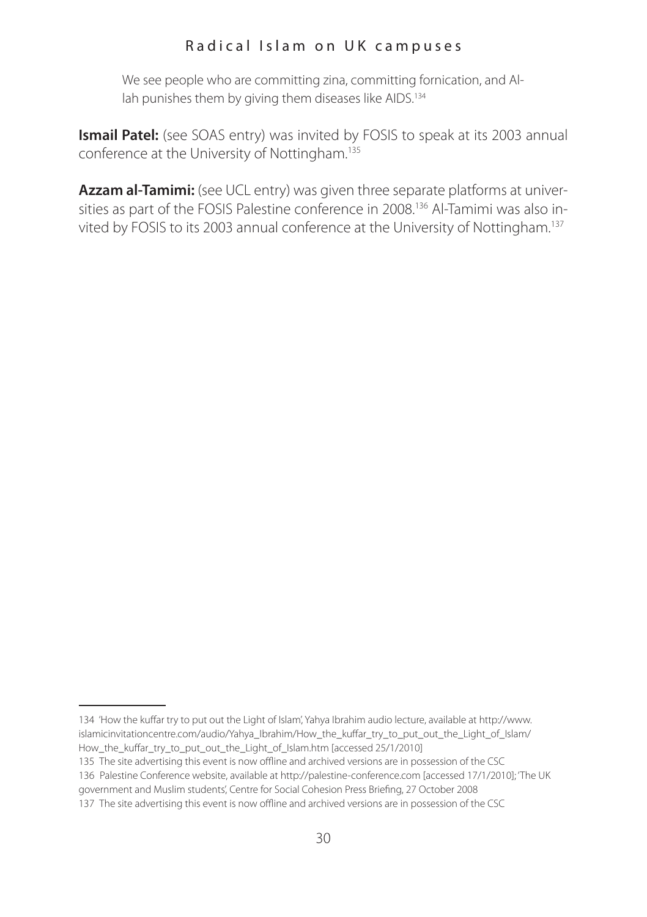> We see people who are committing zina, committing fornication, and Allah punishes them by giving them diseases like AIDS.[134]

**Ismail Patel:** (see SOAS entry) was invited by FOSIS to speak at its 2003 annual conference at the University of Nottingham.[135]

**Azzam al-Tamimi:** (see UCL entry) was given three separate platforms at universities as part of the FOSIS Palestine conference in 2008.[136] Al-Tamimi was also invited by FOSIS to its 2003 annual conference at the University of Nottingham.[137]

---

134 'How the kuffar try to put out the Light of Islam', Yahya Ibrahim audio lecture, available at http://www.islamicinvitationcentre.com/audio/Yahya_Ibrahim/How_the_kuffar_try_to_put_out_the_Light_of_Islam/How_the_kuffar_try_to_put_out_the_Light_of_Islam.htm [accessed 25/1/2010]

135 The site advertising this event is now offline and archived versions are in possession of the CSC

136 Palestine Conference website, available at http://palestine-conference.com [accessed 17/1/2010]; 'The UK government and Muslim students', Centre for Social Cohesion Press Briefing, 27 October 2008

137 The site advertising this event is now offline and archived versions are in possession of the CSC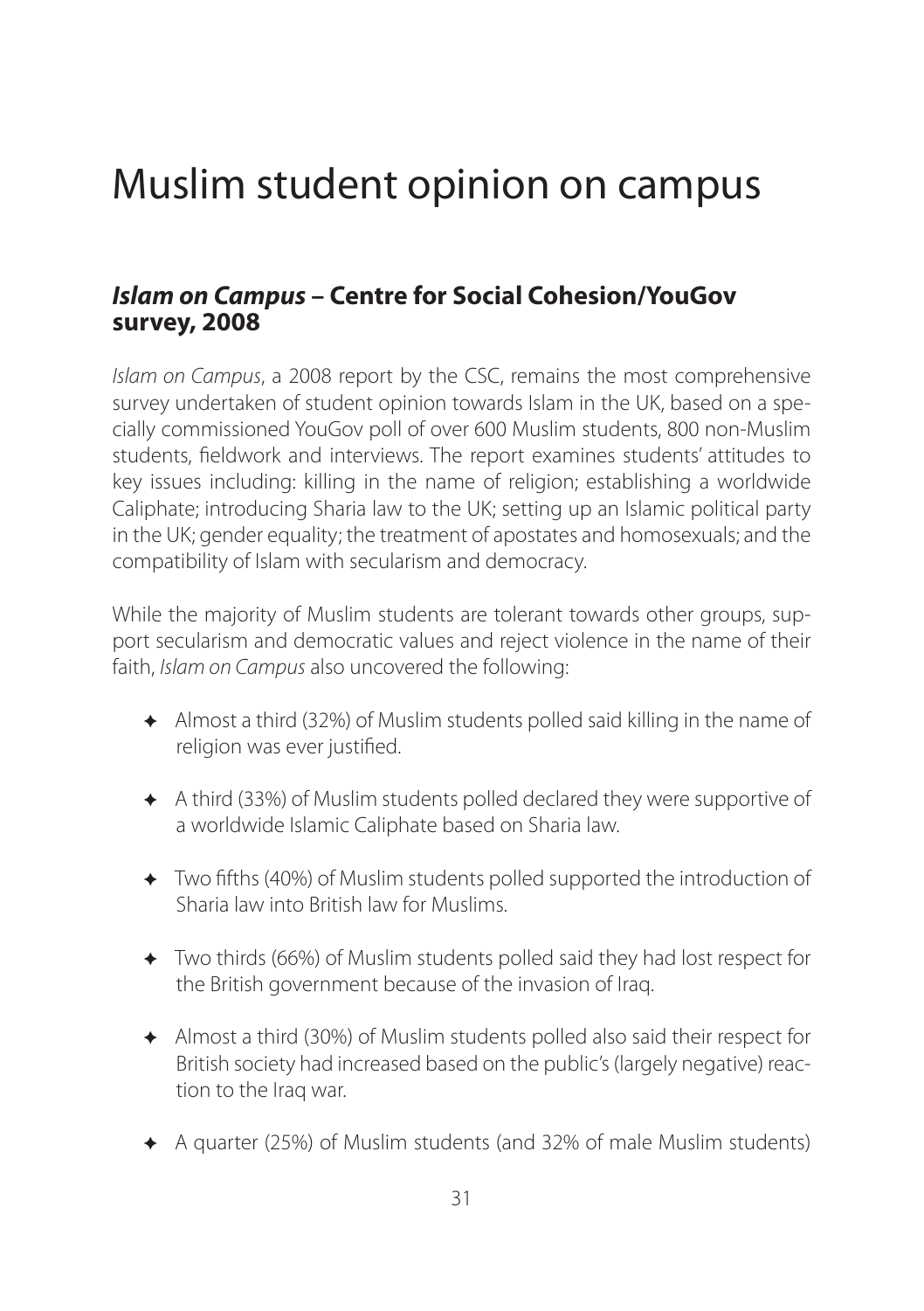# Muslim student opinion on campus

## *Islam on Campus* – Centre for Social Cohesion/YouGov survey, 2008

*Islam on Campus*, a 2008 report by the CSC, remains the most comprehensive survey undertaken of student opinion towards Islam in the UK, based on a specially commissioned YouGov poll of over 600 Muslim students, 800 non-Muslim students, fieldwork and interviews. The report examines students' attitudes to key issues including: killing in the name of religion; establishing a worldwide Caliphate; introducing Sharia law to the UK; setting up an Islamic political party in the UK; gender equality; the treatment of apostates and homosexuals; and the compatibility of Islam with secularism and democracy.

While the majority of Muslim students are tolerant towards other groups, support secularism and democratic values and reject violence in the name of their faith, *Islam on Campus* also uncovered the following:

- Almost a third (32%) of Muslim students polled said killing in the name of religion was ever justified.
- A third (33%) of Muslim students polled declared they were supportive of a worldwide Islamic Caliphate based on Sharia law.
- Two fifths (40%) of Muslim students polled supported the introduction of Sharia law into British law for Muslims.
- Two thirds (66%) of Muslim students polled said they had lost respect for the British government because of the invasion of Iraq.
- Almost a third (30%) of Muslim students polled also said their respect for British society had increased based on the public's (largely negative) reaction to the Iraq war.
- A quarter (25%) of Muslim students (and 32% of male Muslim students)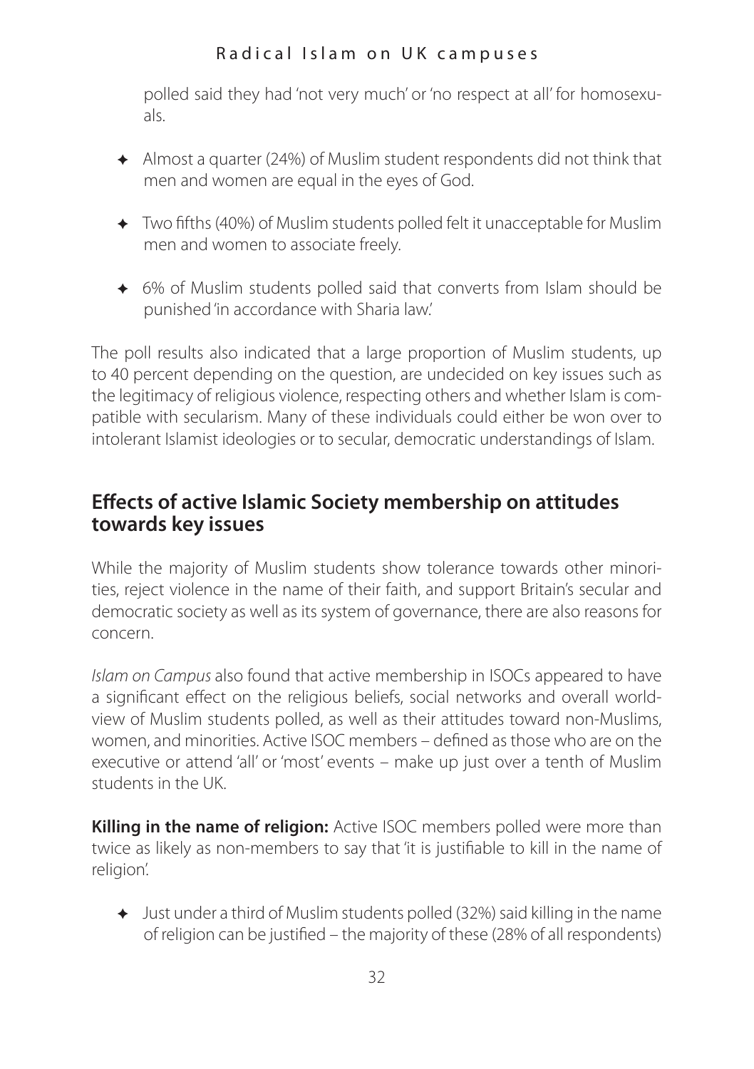polled said they had 'not very much' or 'no respect at all' for homosexuals.

- Almost a quarter (24%) of Muslim student respondents did not think that men and women are equal in the eyes of God.
- Two fifths (40%) of Muslim students polled felt it unacceptable for Muslim men and women to associate freely.
- 6% of Muslim students polled said that converts from Islam should be punished 'in accordance with Sharia law.'

The poll results also indicated that a large proportion of Muslim students, up to 40 percent depending on the question, are undecided on key issues such as the legitimacy of religious violence, respecting others and whether Islam is compatible with secularism. Many of these individuals could either be won over to intolerant Islamist ideologies or to secular, democratic understandings of Islam.

## Effects of active Islamic Society membership on attitudes towards key issues

While the majority of Muslim students show tolerance towards other minorities, reject violence in the name of their faith, and support Britain's secular and democratic society as well as its system of governance, there are also reasons for concern.

*Islam on Campus* also found that active membership in ISOCs appeared to have a significant effect on the religious beliefs, social networks and overall worldview of Muslim students polled, as well as their attitudes toward non-Muslims, women, and minorities. Active ISOC members – defined as those who are on the executive or attend 'all' or 'most' events – make up just over a tenth of Muslim students in the UK.

**Killing in the name of religion:** Active ISOC members polled were more than twice as likely as non-members to say that 'it is justifiable to kill in the name of religion'.

- Just under a third of Muslim students polled (32%) said killing in the name of religion can be justified – the majority of these (28% of all respondents)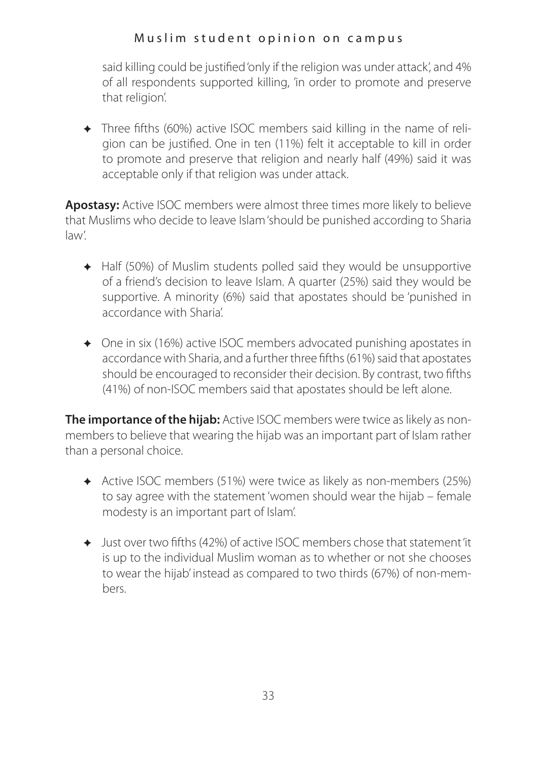said killing could be justified 'only if the religion was under attack', and 4% of all respondents supported killing, 'in order to promote and preserve that religion'.

- Three fifths (60%) active ISOC members said killing in the name of religion can be justified. One in ten (11%) felt it acceptable to kill in order to promote and preserve that religion and nearly half (49%) said it was acceptable only if that religion was under attack.

**Apostasy:** Active ISOC members were almost three times more likely to believe that Muslims who decide to leave Islam 'should be punished according to Sharia law'.

- Half (50%) of Muslim students polled said they would be unsupportive of a friend's decision to leave Islam. A quarter (25%) said they would be supportive. A minority (6%) said that apostates should be 'punished in accordance with Sharia'.

- One in six (16%) active ISOC members advocated punishing apostates in accordance with Sharia, and a further three fifths (61%) said that apostates should be encouraged to reconsider their decision. By contrast, two fifths (41%) of non-ISOC members said that apostates should be left alone.

**The importance of the hijab:** Active ISOC members were twice as likely as non-members to believe that wearing the hijab was an important part of Islam rather than a personal choice.

- Active ISOC members (51%) were twice as likely as non-members (25%) to say agree with the statement 'women should wear the hijab – female modesty is an important part of Islam'.

- Just over two fifths (42%) of active ISOC members chose that statement 'it is up to the individual Muslim woman as to whether or not she chooses to wear the hijab' instead as compared to two thirds (67%) of non-members.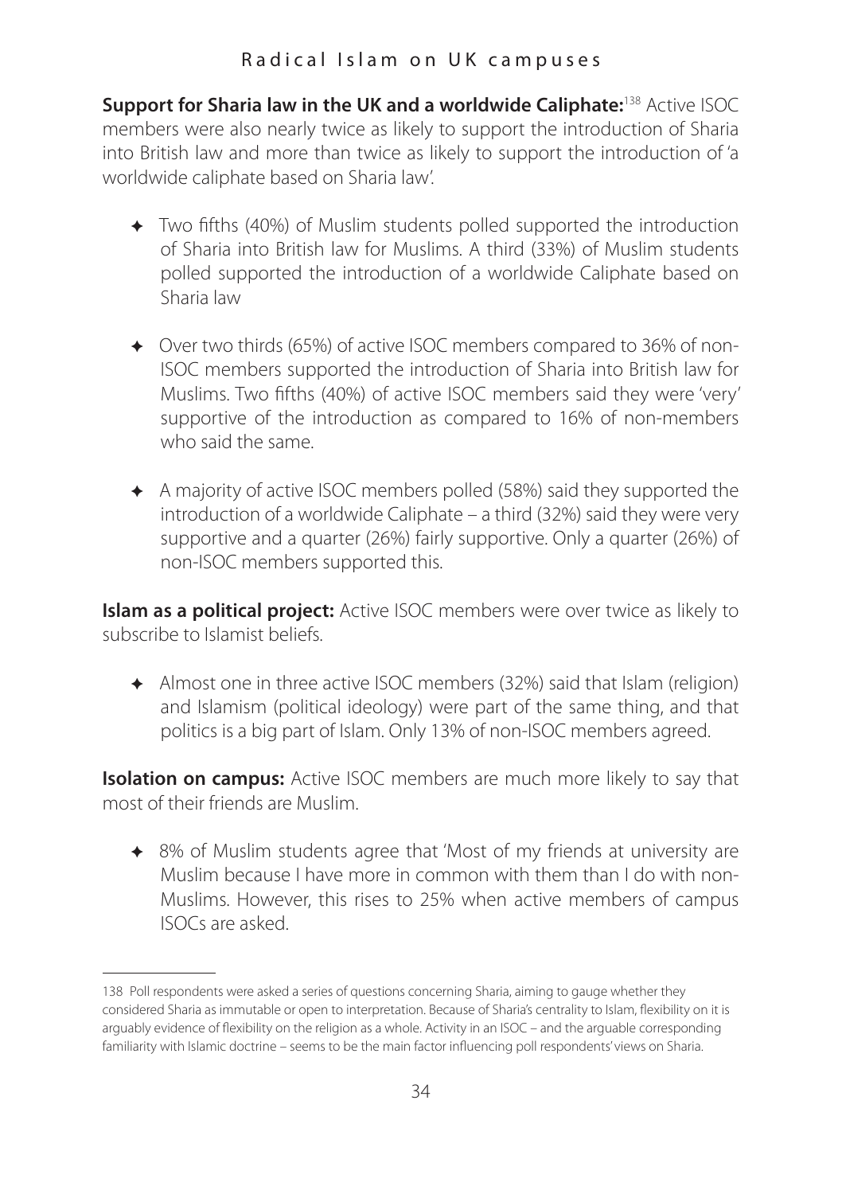**Support for Sharia law in the UK and a worldwide Caliphate:**[138] Active ISOC members were also nearly twice as likely to support the introduction of Sharia into British law and more than twice as likely to support the introduction of 'a worldwide caliphate based on Sharia law'.

- Two fifths (40%) of Muslim students polled supported the introduction of Sharia into British law for Muslims. A third (33%) of Muslim students polled supported the introduction of a worldwide Caliphate based on Sharia law

- Over two thirds (65%) of active ISOC members compared to 36% of non-ISOC members supported the introduction of Sharia into British law for Muslims. Two fifths (40%) of active ISOC members said they were 'very' supportive of the introduction as compared to 16% of non-members who said the same.

- A majority of active ISOC members polled (58%) said they supported the introduction of a worldwide Caliphate – a third (32%) said they were very supportive and a quarter (26%) fairly supportive. Only a quarter (26%) of non-ISOC members supported this.

**Islam as a political project:** Active ISOC members were over twice as likely to subscribe to Islamist beliefs.

- Almost one in three active ISOC members (32%) said that Islam (religion) and Islamism (political ideology) were part of the same thing, and that politics is a big part of Islam. Only 13% of non-ISOC members agreed.

**Isolation on campus:** Active ISOC members are much more likely to say that most of their friends are Muslim.

- 8% of Muslim students agree that 'Most of my friends at university are Muslim because I have more in common with them than I do with non-Muslims. However, this rises to 25% when active members of campus ISOCs are asked.

---

138 Poll respondents were asked a series of questions concerning Sharia, aiming to gauge whether they considered Sharia as immutable or open to interpretation. Because of Sharia's centrality to Islam, flexibility on it is arguably evidence of flexibility on the religion as a whole. Activity in an ISOC – and the arguable corresponding familiarity with Islamic doctrine – seems to be the main factor influencing poll respondents' views on Sharia.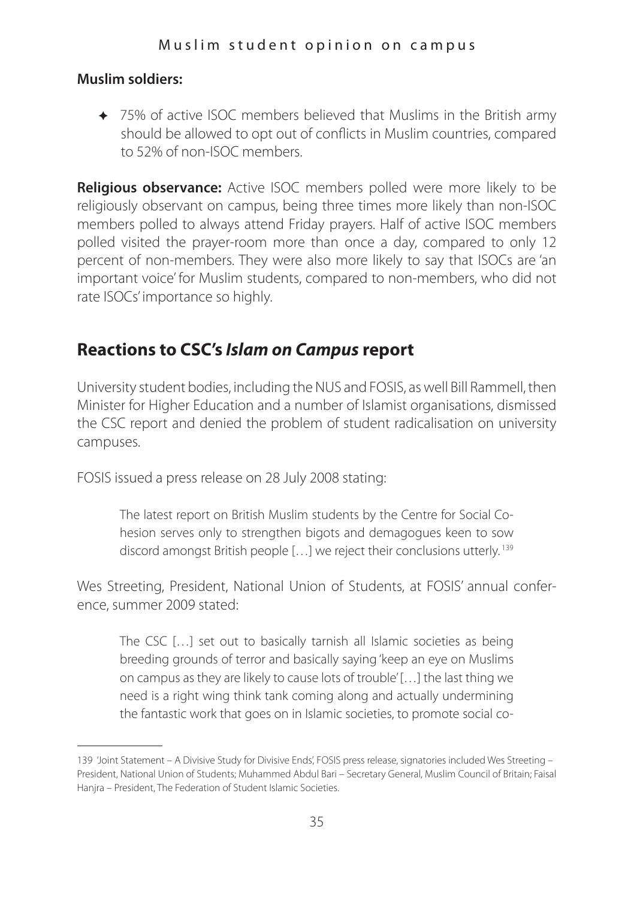**Muslim soldiers:**

- 75% of active ISOC members believed that Muslims in the British army should be allowed to opt out of conflicts in Muslim countries, compared to 52% of non-ISOC members.

**Religious observance:** Active ISOC members polled were more likely to be religiously observant on campus, being three times more likely than non-ISOC members polled to always attend Friday prayers. Half of active ISOC members polled visited the prayer-room more than once a day, compared to only 12 percent of non-members. They were also more likely to say that ISOCs are 'an important voice' for Muslim students, compared to non-members, who did not rate ISOCs' importance so highly.

## Reactions to CSC's *Islam on Campus* report

University student bodies, including the NUS and FOSIS, as well Bill Rammell, then Minister for Higher Education and a number of Islamist organisations, dismissed the CSC report and denied the problem of student radicalisation on university campuses.

FOSIS issued a press release on 28 July 2008 stating:

> The latest report on British Muslim students by the Centre for Social Cohesion serves only to strengthen bigots and demagogues keen to sow discord amongst British people […] we reject their conclusions utterly.[139]

Wes Streeting, President, National Union of Students, at FOSIS' annual conference, summer 2009 stated:

> The CSC […] set out to basically tarnish all Islamic societies as being breeding grounds of terror and basically saying 'keep an eye on Muslims on campus as they are likely to cause lots of trouble' […] the last thing we need is a right wing think tank coming along and actually undermining the fantastic work that goes on in Islamic societies, to promote social co-

---

139 'Joint Statement – A Divisive Study for Divisive Ends', FOSIS press release, signatories included Wes Streeting – President, National Union of Students; Muhammed Abdul Bari – Secretary General, Muslim Council of Britain; Faisal Hanjra – President, The Federation of Student Islamic Societies.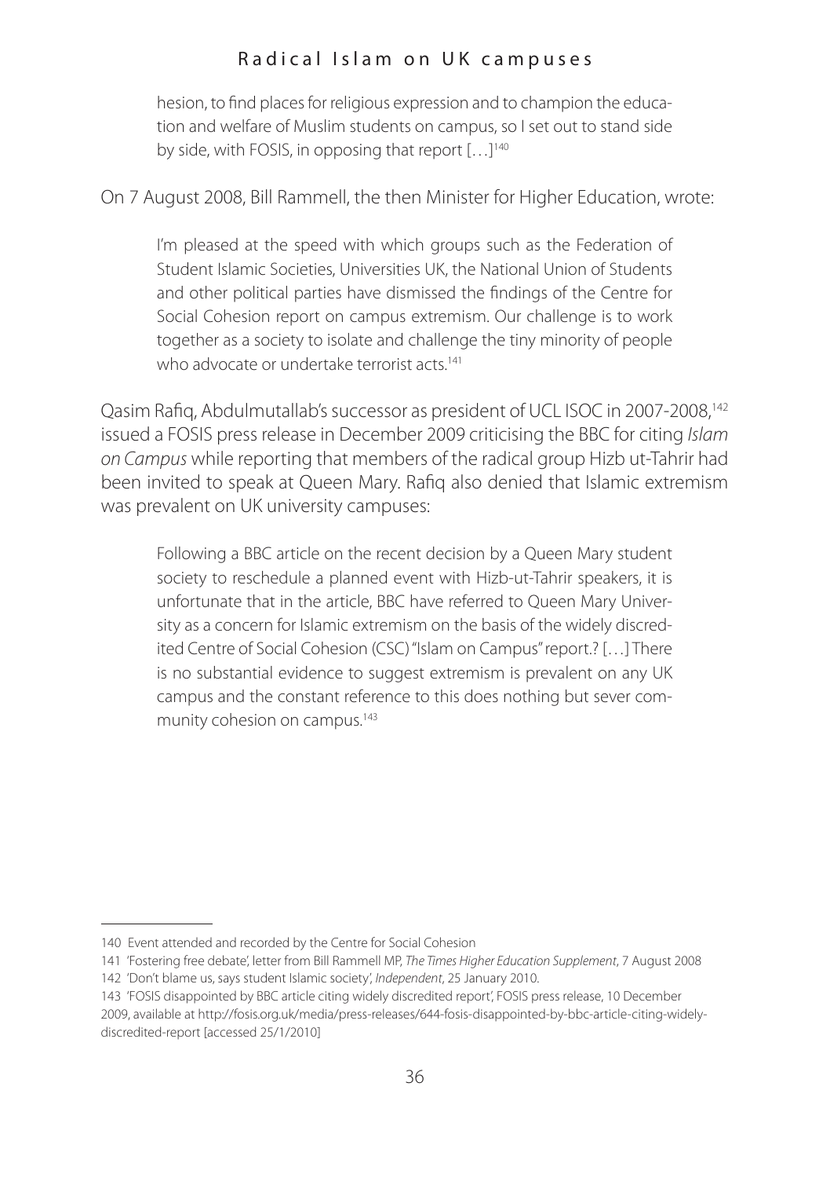hesion, to find places for religious expression and to champion the education and welfare of Muslim students on campus, so I set out to stand side by side, with FOSIS, in opposing that report […][140]

On 7 August 2008, Bill Rammell, the then Minister for Higher Education, wrote:

> I'm pleased at the speed with which groups such as the Federation of Student Islamic Societies, Universities UK, the National Union of Students and other political parties have dismissed the findings of the Centre for Social Cohesion report on campus extremism. Our challenge is to work together as a society to isolate and challenge the tiny minority of people who advocate or undertake terrorist acts.[141]

Qasim Rafiq, Abdulmutallab's successor as president of UCL ISOC in 2007-2008,[142] issued a FOSIS press release in December 2009 criticising the BBC for citing *Islam on Campus* while reporting that members of the radical group Hizb ut-Tahrir had been invited to speak at Queen Mary. Rafiq also denied that Islamic extremism was prevalent on UK university campuses:

> Following a BBC article on the recent decision by a Queen Mary student society to reschedule a planned event with Hizb-ut-Tahrir speakers, it is unfortunate that in the article, BBC have referred to Queen Mary University as a concern for Islamic extremism on the basis of the widely discredited Centre of Social Cohesion (CSC) "Islam on Campus" report.? […] There is no substantial evidence to suggest extremism is prevalent on any UK campus and the constant reference to this does nothing but sever community cohesion on campus.[143]

---

140 Event attended and recorded by the Centre for Social Cohesion

141 'Fostering free debate', letter from Bill Rammell MP, *The Times Higher Education Supplement*, 7 August 2008

142 'Don't blame us, says student Islamic society', *Independent*, 25 January 2010.

143 'FOSIS disappointed by BBC article citing widely discredited report', FOSIS press release, 10 December 2009, available at http://fosis.org.uk/media/press-releases/644-fosis-disappointed-by-bbc-article-citing-widely-discredited-report [accessed 25/1/2010]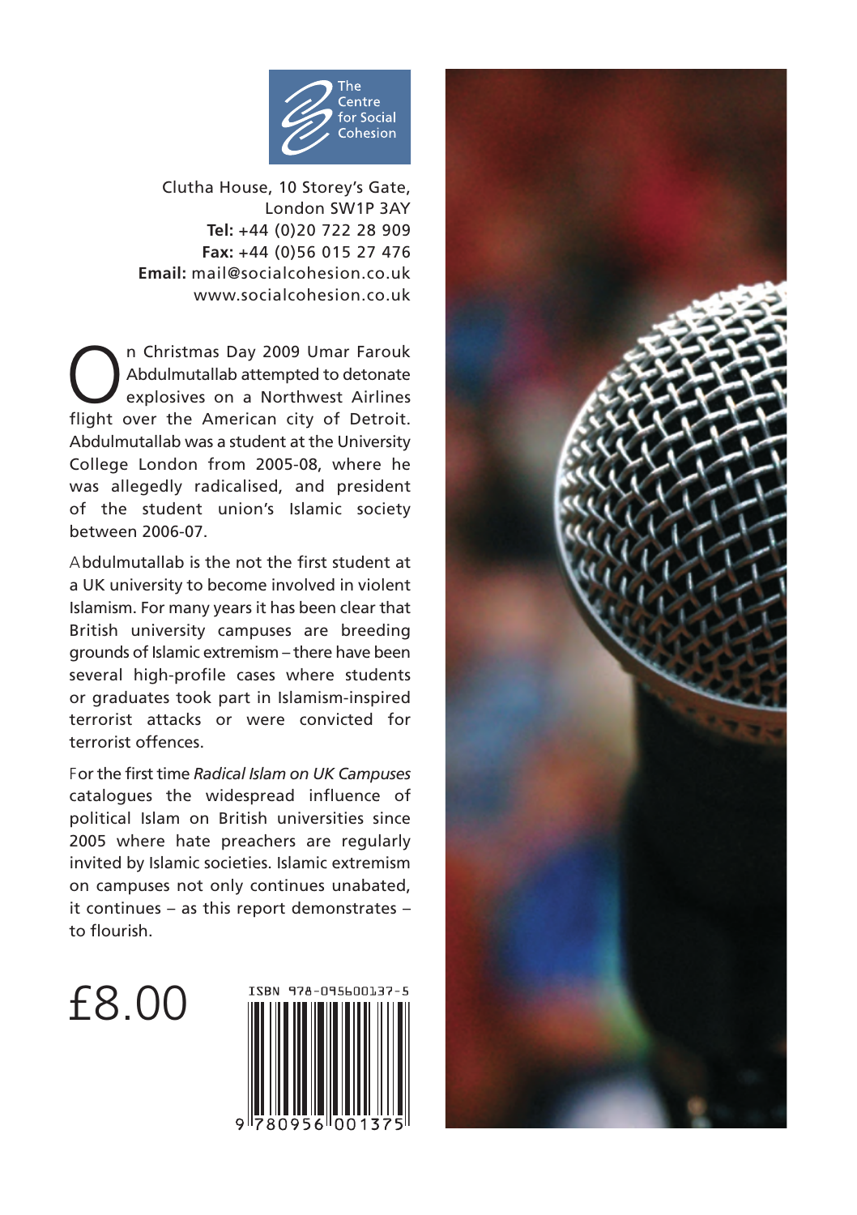The Centre for Social Cohesion

Clutha House, 10 Storey's Gate,
London SW1P 3AY
**Tel:** +44 (0)20 722 28 909
**Fax:** +44 (0)56 015 27 476
**Email:** mail@socialcohesion.co.uk
www.socialcohesion.co.uk

On Christmas Day 2009 Umar Farouk Abdulmutallab attempted to detonate explosives on a Northwest Airlines flight over the American city of Detroit. Abdulmutallab was a student at the University College London from 2005-08, where he was allegedly radicalised, and president of the student union's Islamic society between 2006-07.

Abdulmutallab is the not the first student at a UK university to become involved in violent Islamism. For many years it has been clear that British university campuses are breeding grounds of Islamic extremism – there have been several high-profile cases where students or graduates took part in Islamism-inspired terrorist attacks or were convicted for terrorist offences.

For the first time *Radical Islam on UK Campuses* catalogues the widespread influence of political Islam on British universities since 2005 where hate preachers are regularly invited by Islamic societies. Islamic extremism on campuses not only continues unabated, it continues – as this report demonstrates – to flourish.

£8.00

ISBN 978-0956001375

9 780956 001375